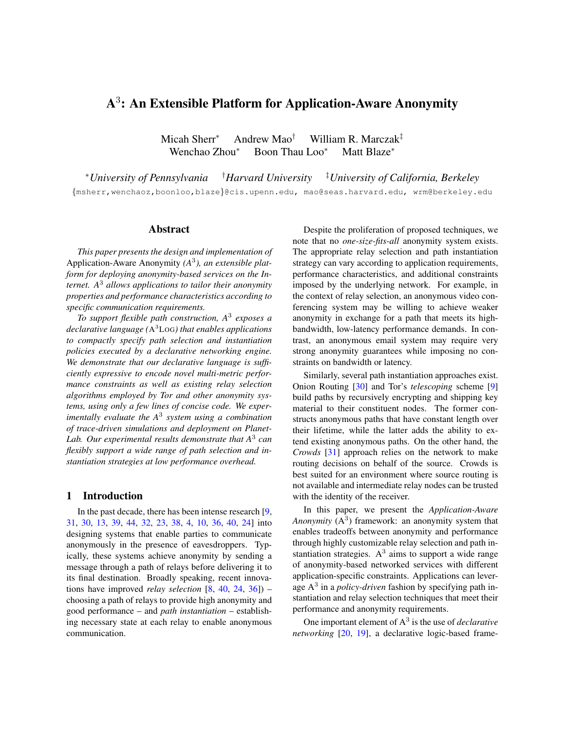# A$^3$: An Extensible Platform for Application-Aware Anonymity

Micah Sherr* Andrew Mao† William R. Marczak‡
Wenchao Zhou* Boon Thau Loo* Matt Blaze*

*University of Pennsylvania †Harvard University ‡University of California, Berkeley

{msherr,wenchaoz,boonloo,blaze}@cis.upenn.edu, mao@seas.harvard.edu, wrm@berkeley.edu

## Abstract

*This paper presents the design and implementation of* Application-Aware Anonymity *(A$^3$), an extensible platform for deploying anonymity-based services on the Internet. A$^3$ allows applications to tailor their anonymity properties and performance characteristics according to specific communication requirements.*

*To support flexible path construction, A$^3$ exposes a declarative language (*A$^3$Log*) that enables applications to compactly specify path selection and instantiation policies executed by a declarative networking engine. We demonstrate that our declarative language is sufficiently expressive to encode novel multi-metric performance constraints as well as existing relay selection algorithms employed by Tor and other anonymity systems, using only a few lines of concise code. We experimentally evaluate the A$^3$ system using a combination of trace-driven simulations and deployment on PlanetLab. Our experimental results demonstrate that A$^3$ can flexibly support a wide range of path selection and instantiation strategies at low performance overhead.*

## 1 Introduction

In the past decade, there has been intense research [9, 31, 30, 13, 39, 44, 32, 23, 38, 4, 10, 36, 40, 24] into designing systems that enable parties to communicate anonymously in the presence of eavesdroppers. Typically, these systems achieve anonymity by sending a message through a path of relays before delivering it to its final destination. Broadly speaking, recent innovations have improved *relay selection* [8, 40, 24, 36]) – choosing a path of relays to provide high anonymity and good performance – and *path instantiation* – establishing necessary state at each relay to enable anonymous communication.

Despite the proliferation of proposed techniques, we note that no *one-size-fits-all* anonymity system exists. The appropriate relay selection and path instantiation strategy can vary according to application requirements, performance characteristics, and additional constraints imposed by the underlying network. For example, in the context of relay selection, an anonymous video conferencing system may be willing to achieve weaker anonymity in exchange for a path that meets its high-bandwidth, low-latency performance demands. In contrast, an anonymous email system may require very strong anonymity guarantees while imposing no constraints on bandwidth or latency.

Similarly, several path instantiation approaches exist. Onion Routing [30] and Tor's *telescoping* scheme [9] build paths by recursively encrypting and shipping key material to their constituent nodes. The former constructs anonymous paths that have constant length over their lifetime, while the latter adds the ability to extend existing anonymous paths. On the other hand, the *Crowds* [31] approach relies on the network to make routing decisions on behalf of the source. Crowds is best suited for an environment where source routing is not available and intermediate relay nodes can be trusted with the identity of the receiver.

In this paper, we present the *Application-Aware Anonymity* (A$^3$) framework: an anonymity system that enables tradeoffs between anonymity and performance through highly customizable relay selection and path instantiation strategies. A$^3$ aims to support a wide range of anonymity-based networked services with different application-specific constraints. Applications can leverage A$^3$ in a *policy-driven* fashion by specifying path instantiation and relay selection techniques that meet their performance and anonymity requirements.

One important element of A$^3$ is the use of *declarative networking* [20, 19], a declarative logic-based frame-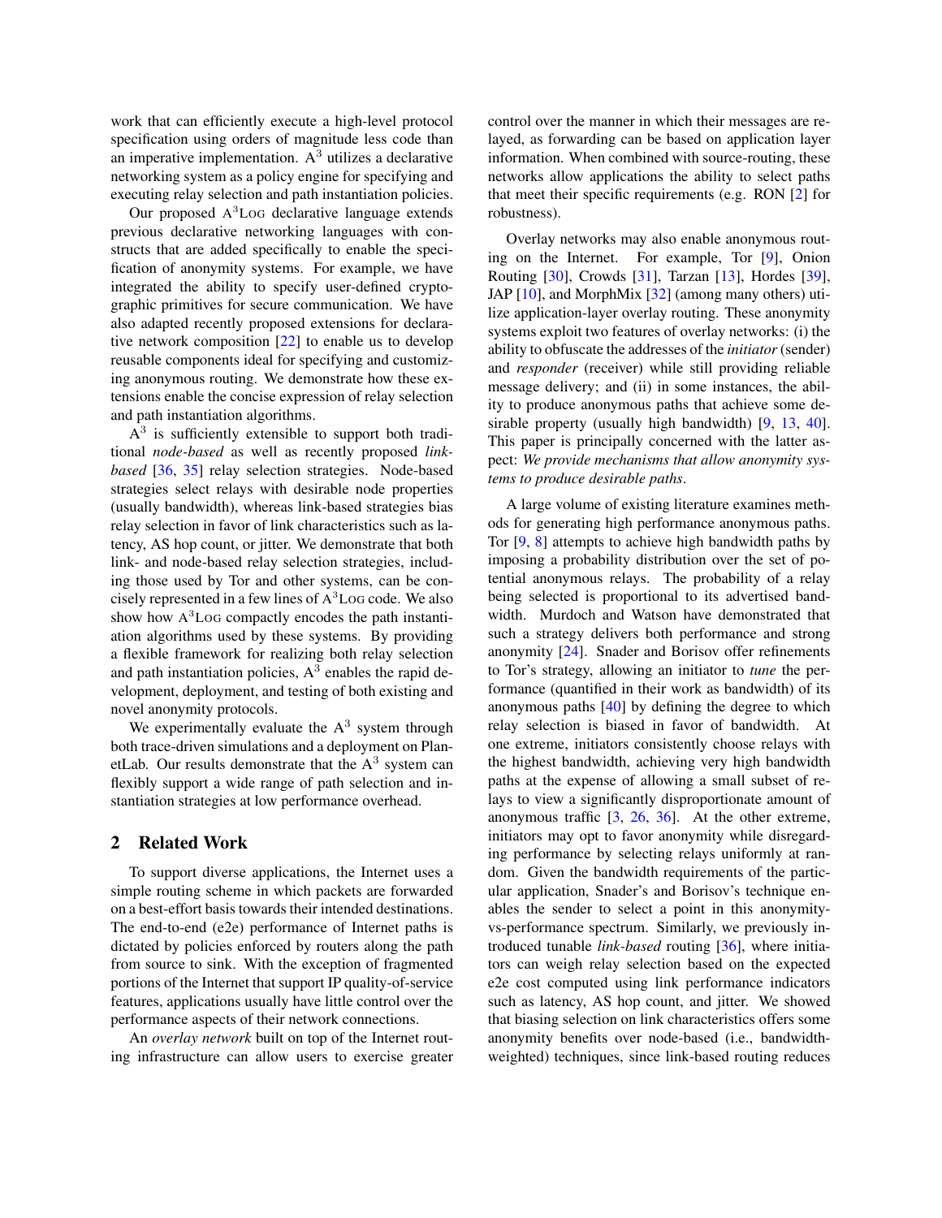work that can efficiently execute a high-level protocol specification using orders of magnitude less code than an imperative implementation. A$^3$ utilizes a declarative networking system as a policy engine for specifying and executing relay selection and path instantiation policies.

Our proposed A$^3$Log declarative language extends previous declarative networking languages with constructs that are added specifically to enable the specification of anonymity systems. For example, we have integrated the ability to specify user-defined cryptographic primitives for secure communication. We have also adapted recently proposed extensions for declarative network composition [22] to enable us to develop reusable components ideal for specifying and customizing anonymous routing. We demonstrate how these extensions enable the concise expression of relay selection and path instantiation algorithms.

A$^3$ is sufficiently extensible to support both traditional *node-based* as well as recently proposed *link-based* [36, 35] relay selection strategies. Node-based strategies select relays with desirable node properties (usually bandwidth), whereas link-based strategies bias relay selection in favor of link characteristics such as latency, AS hop count, or jitter. We demonstrate that both link- and node-based relay selection strategies, including those used by Tor and other systems, can be concisely represented in a few lines of A$^3$Log code. We also show how A$^3$Log compactly encodes the path instantiation algorithms used by these systems. By providing a flexible framework for realizing both relay selection and path instantiation policies, A$^3$ enables the rapid development, deployment, and testing of both existing and novel anonymity protocols.

We experimentally evaluate the A$^3$ system through both trace-driven simulations and a deployment on PlanetLab. Our results demonstrate that the A$^3$ system can flexibly support a wide range of path selection and instantiation strategies at low performance overhead.

## 2 Related Work

To support diverse applications, the Internet uses a simple routing scheme in which packets are forwarded on a best-effort basis towards their intended destinations. The end-to-end (e2e) performance of Internet paths is dictated by policies enforced by routers along the path from source to sink. With the exception of fragmented portions of the Internet that support IP quality-of-service features, applications usually have little control over the performance aspects of their network connections.

An *overlay network* built on top of the Internet routing infrastructure can allow users to exercise greater control over the manner in which their messages are relayed, as forwarding can be based on application layer information. When combined with source-routing, these networks allow applications the ability to select paths that meet their specific requirements (e.g. RON [2] for robustness).

Overlay networks may also enable anonymous routing on the Internet. For example, Tor [9], Onion Routing [30], Crowds [31], Tarzan [13], Hordes [39], JAP [10], and MorphMix [32] (among many others) utilize application-layer overlay routing. These anonymity systems exploit two features of overlay networks: (i) the ability to obfuscate the addresses of the *initiator* (sender) and *responder* (receiver) while still providing reliable message delivery; and (ii) in some instances, the ability to produce anonymous paths that achieve some desirable property (usually high bandwidth) [9, 13, 40]. This paper is principally concerned with the latter aspect: *We provide mechanisms that allow anonymity systems to produce desirable paths*.

A large volume of existing literature examines methods for generating high performance anonymous paths. Tor [9, 8] attempts to achieve high bandwidth paths by imposing a probability distribution over the set of potential anonymous relays. The probability of a relay being selected is proportional to its advertised bandwidth. Murdoch and Watson have demonstrated that such a strategy delivers both performance and strong anonymity [24]. Snader and Borisov offer refinements to Tor's strategy, allowing an initiator to *tune* the performance (quantified in their work as bandwidth) of its anonymous paths [40] by defining the degree to which relay selection is biased in favor of bandwidth. At one extreme, initiators consistently choose relays with the highest bandwidth, achieving very high bandwidth paths at the expense of allowing a small subset of relays to view a significantly disproportionate amount of anonymous traffic [3, 26, 36]. At the other extreme, initiators may opt to favor anonymity while disregarding performance by selecting relays uniformly at random. Given the bandwidth requirements of the particular application, Snader's and Borisov's technique enables the sender to select a point in this anonymity-vs-performance spectrum. Similarly, we previously introduced tunable *link-based* routing [36], where initiators can weigh relay selection based on the expected e2e cost computed using link performance indicators such as latency, AS hop count, and jitter. We showed that biasing selection on link characteristics offers some anonymity benefits over node-based (i.e., bandwidth-weighted) techniques, since link-based routing reduces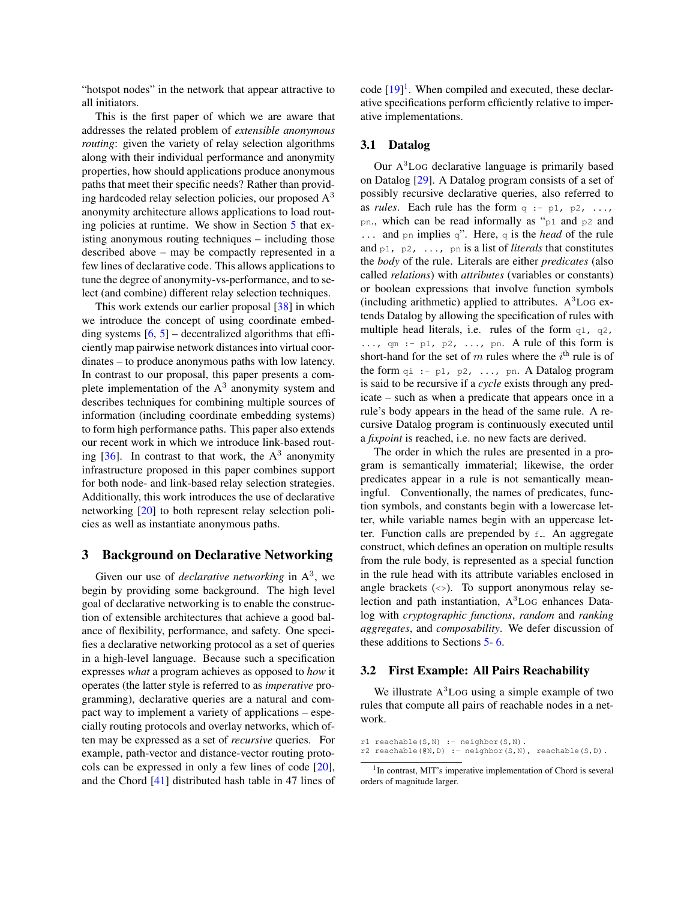"hotspot nodes" in the network that appear attractive to all initiators.

This is the first paper of which we are aware that addresses the related problem of *extensible anonymous routing*: given the variety of relay selection algorithms along with their individual performance and anonymity properties, how should applications produce anonymous paths that meet their specific needs? Rather than providing hardcoded relay selection policies, our proposed $A^3$ anonymity architecture allows applications to load routing policies at runtime. We show in Section 5 that existing anonymous routing techniques – including those described above – may be compactly represented in a few lines of declarative code. This allows applications to tune the degree of anonymity-vs-performance, and to select (and combine) different relay selection techniques.

This work extends our earlier proposal [38] in which we introduce the concept of using coordinate embedding systems [6, 5] – decentralized algorithms that efficiently map pairwise network distances into virtual coordinates – to produce anonymous paths with low latency. In contrast to our proposal, this paper presents a complete implementation of the $A^3$ anonymity system and describes techniques for combining multiple sources of information (including coordinate embedding systems) to form high performance paths. This paper also extends our recent work in which we introduce link-based routing [36]. In contrast to that work, the $A^3$ anonymity infrastructure proposed in this paper combines support for both node- and link-based relay selection strategies. Additionally, this work introduces the use of declarative networking [20] to both represent relay selection policies as well as instantiate anonymous paths.

## 3 Background on Declarative Networking

Given our use of *declarative networking* in $A^3$, we begin by providing some background. The high level goal of declarative networking is to enable the construction of extensible architectures that achieve a good balance of flexibility, performance, and safety. One specifies a declarative networking protocol as a set of queries in a high-level language. Because such a specification expresses *what* a program achieves as opposed to *how* it operates (the latter style is referred to as *imperative* programming), declarative queries are a natural and compact way to implement a variety of applications – especially routing protocols and overlay networks, which often may be expressed as a set of *recursive* queries. For example, path-vector and distance-vector routing protocols can be expressed in only a few lines of code [20], and the Chord [41] distributed hash table in 47 lines of code [19][1]. When compiled and executed, these declarative specifications perform efficiently relative to imperative implementations.

### 3.1 Datalog

Our $A^3$Log declarative language is primarily based on Datalog [29]. A Datalog program consists of a set of possibly recursive declarative queries, also referred to as *rules*. Each rule has the form `q :- p1, p2, ..., pn.`, which can be read informally as "`p1` and `p2` and `...` and `pn` implies `q`". Here, `q` is the *head* of the rule and `p1, p2, ..., pn` is a list of *literals* that constitutes the *body* of the rule. Literals are either *predicates* (also called *relations*) with *attributes* (variables or constants) or boolean expressions that involve function symbols (including arithmetic) applied to attributes. $A^3$Log extends Datalog by allowing the specification of rules with multiple head literals, i.e. rules of the form `q1, q2, ..., qm :- p1, p2, ..., pn.` A rule of this form is short-hand for the set of $m$ rules where the $i^{\text{th}}$ rule is of the form `qi :- p1, p2, ..., pn.` A Datalog program is said to be recursive if a *cycle* exists through any predicate – such as when a predicate that appears once in a rule's body appears in the head of the same rule. A recursive Datalog program is continuously executed until a *fixpoint* is reached, i.e. no new facts are derived.

The order in which the rules are presented in a program is semantically immaterial; likewise, the order predicates appear in a rule is not semantically meaningful. Conventionally, the names of predicates, function symbols, and constants begin with a lowercase letter, while variable names begin with an uppercase letter. Function calls are prepended by `f_`. An aggregate construct, which defines an operation on multiple results from the rule body, is represented as a special function in the rule head with its attribute variables enclosed in angle brackets (`<>`). To support anonymous relay selection and path instantiation, $A^3$Log enhances Datalog with *cryptographic functions*, *random* and *ranking aggregates*, and *composability*. We defer discussion of these additions to Sections 5- 6.

### 3.2 First Example: All Pairs Reachability

We illustrate $A^3$Log using a simple example of two rules that compute all pairs of reachable nodes in a network.

```
r1 reachable(S,N) :- neighbor(S,N).
r2 reachable(@N,D) :- neighbor(S,N), reachable(S,D).
```

[1] In contrast, MIT's imperative implementation of Chord is several orders of magnitude larger.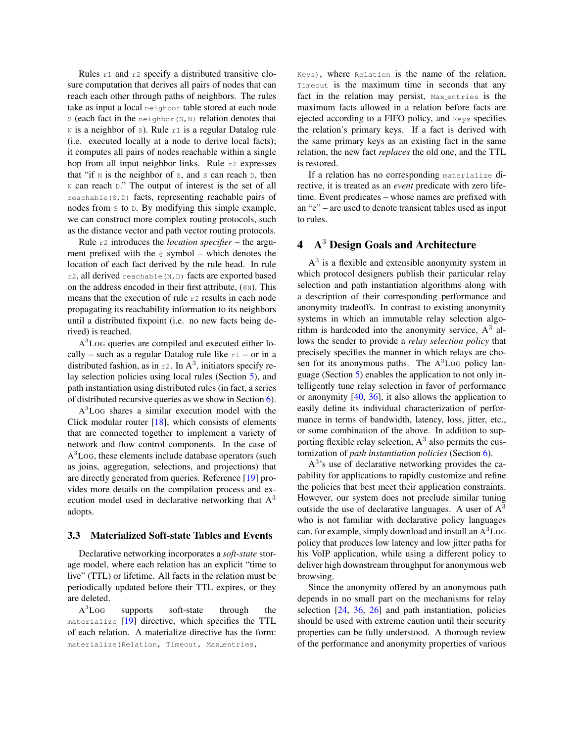Rules r1 and r2 specify a distributed transitive closure computation that derives all pairs of nodes that can reach each other through paths of neighbors. The rules take as input a local neighbor table stored at each node S (each fact in the neighbor(S,N) relation denotes that N is a neighbor of S). Rule r1 is a regular Datalog rule (i.e. executed locally at a node to derive local facts); it computes all pairs of nodes reachable within a single hop from all input neighbor links. Rule r2 expresses that "if N is the neighbor of S, and S can reach D, then N can reach D." The output of interest is the set of all reachable(S,D) facts, representing reachable pairs of nodes from S to D. By modifying this simple example, we can construct more complex routing protocols, such as the distance vector and path vector routing protocols.

Rule r2 introduces the *location specifier* – the argument prefixed with the @ symbol – which denotes the location of each fact derived by the rule head. In rule r2, all derived reachable(N,D) facts are exported based on the address encoded in their first attribute, (@N). This means that the execution of rule r2 results in each node propagating its reachability information to its neighbors until a distributed fixpoint (i.e. no new facts being derived) is reached.

A$^3$Log queries are compiled and executed either locally – such as a regular Datalog rule like r1 – or in a distributed fashion, as in r2. In A$^3$, initiators specify relay selection policies using local rules (Section 5), and path instantiation using distributed rules (in fact, a series of distributed recursive queries as we show in Section 6).

A$^3$Log shares a similar execution model with the Click modular router [18], which consists of elements that are connected together to implement a variety of network and flow control components. In the case of A$^3$Log, these elements include database operators (such as joins, aggregation, selections, and projections) that are directly generated from queries. Reference [19] provides more details on the compilation process and execution model used in declarative networking that A$^3$ adopts.

### 3.3 Materialized Soft-state Tables and Events

Declarative networking incorporates a *soft-state* storage model, where each relation has an explicit "time to live" (TTL) or lifetime. All facts in the relation must be periodically updated before their TTL expires, or they are deleted.

A$^3$Log supports soft-state through the materialize [19] directive, which specifies the TTL of each relation. A materialize directive has the form: materialize(Relation, Timeout, Max_entries, Keys), where Relation is the name of the relation, Timeout is the maximum time in seconds that any fact in the relation may persist, Max_entries is the maximum facts allowed in a relation before facts are ejected according to a FIFO policy, and Keys specifies the relation's primary keys. If a fact is derived with the same primary keys as an existing fact in the same relation, the new fact *replaces* the old one, and the TTL is restored.

If a relation has no corresponding materialize directive, it is treated as an *event* predicate with zero lifetime. Event predicates – whose names are prefixed with an "e" – are used to denote transient tables used as input to rules.

## 4 A$^3$ Design Goals and Architecture

A$^3$ is a flexible and extensible anonymity system in which protocol designers publish their particular relay selection and path instantiation algorithms along with a description of their corresponding performance and anonymity tradeoffs. In contrast to existing anonymity systems in which an immutable relay selection algorithm is hardcoded into the anonymity service, A$^3$ allows the sender to provide a *relay selection policy* that precisely specifies the manner in which relays are chosen for its anonymous paths. The A$^3$Log policy language (Section 5) enables the application to not only intelligently tune relay selection in favor of performance or anonymity [40, 36], it also allows the application to easily define its individual characterization of performance in terms of bandwidth, latency, loss, jitter, etc., or some combination of the above. In addition to supporting flexible relay selection, A$^3$ also permits the customization of *path instantiation policies* (Section 6).

A$^3$'s use of declarative networking provides the capability for applications to rapidly customize and refine the policies that best meet their application constraints. However, our system does not preclude similar tuning outside the use of declarative languages. A user of A$^3$ who is not familiar with declarative policy languages can, for example, simply download and install an A$^3$Log policy that produces low latency and low jitter paths for his VoIP application, while using a different policy to deliver high downstream throughput for anonymous web browsing.

Since the anonymity offered by an anonymous path depends in no small part on the mechanisms for relay selection [24, 36, 26] and path instantiation, policies should be used with extreme caution until their security properties can be fully understood. A thorough review of the performance and anonymity properties of various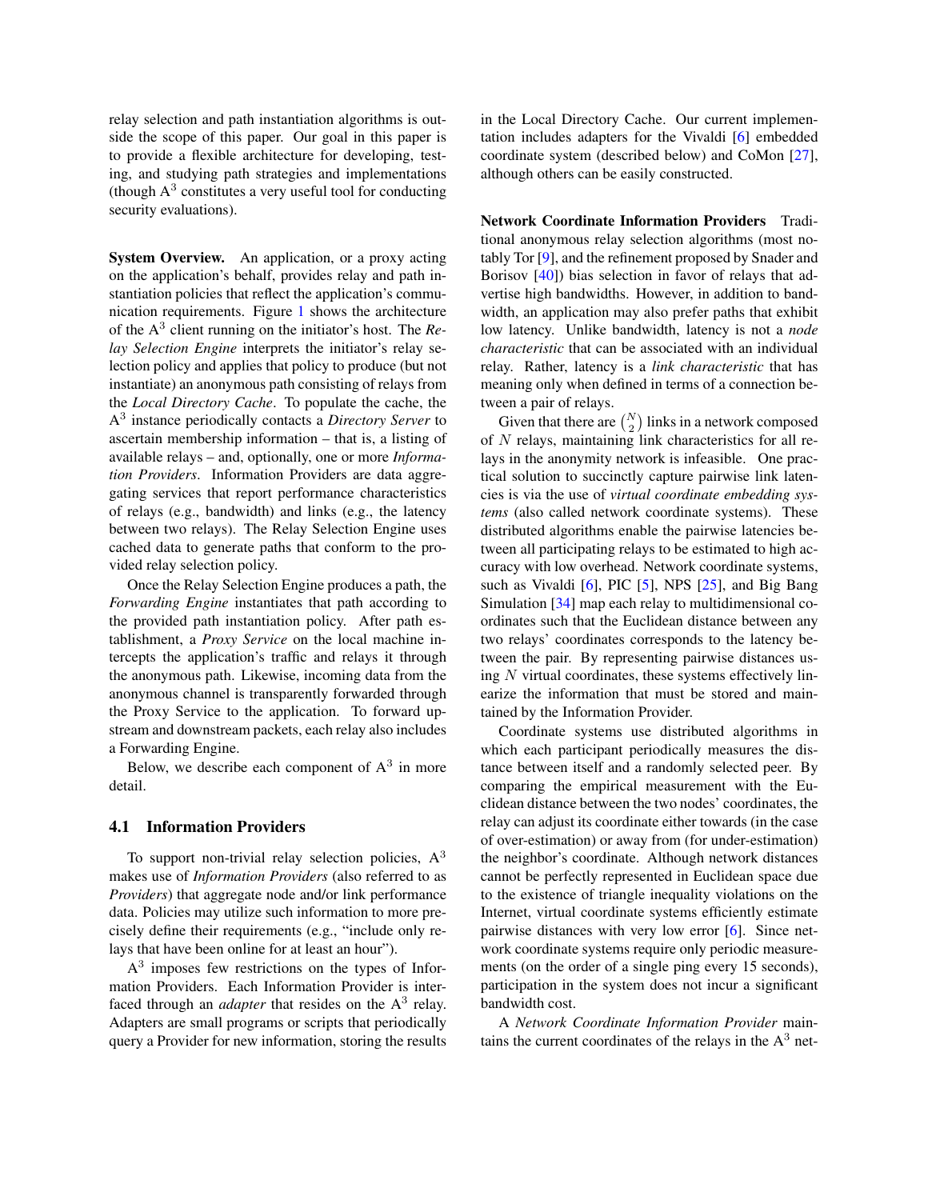relay selection and path instantiation algorithms is outside the scope of this paper. Our goal in this paper is to provide a flexible architecture for developing, testing, and studying path strategies and implementations (though $A^3$ constitutes a very useful tool for conducting security evaluations).

**System Overview.** An application, or a proxy acting on the application's behalf, provides relay and path instantiation policies that reflect the application's communication requirements. Figure 1 shows the architecture of the $A^3$ client running on the initiator's host. The *Relay Selection Engine* interprets the initiator's relay selection policy and applies that policy to produce (but not instantiate) an anonymous path consisting of relays from the *Local Directory Cache*. To populate the cache, the $A^3$ instance periodically contacts a *Directory Server* to ascertain membership information – that is, a listing of available relays – and, optionally, one or more *Information Providers*. Information Providers are data aggregating services that report performance characteristics of relays (e.g., bandwidth) and links (e.g., the latency between two relays). The Relay Selection Engine uses cached data to generate paths that conform to the provided relay selection policy.

Once the Relay Selection Engine produces a path, the *Forwarding Engine* instantiates that path according to the provided path instantiation policy. After path establishment, a *Proxy Service* on the local machine intercepts the application's traffic and relays it through the anonymous path. Likewise, incoming data from the anonymous channel is transparently forwarded through the Proxy Service to the application. To forward upstream and downstream packets, each relay also includes a Forwarding Engine.

Below, we describe each component of $A^3$ in more detail.

### 4.1 Information Providers

To support non-trivial relay selection policies, $A^3$ makes use of *Information Providers* (also referred to as *Providers*) that aggregate node and/or link performance data. Policies may utilize such information to more precisely define their requirements (e.g., "include only relays that have been online for at least an hour").

$A^3$ imposes few restrictions on the types of Information Providers. Each Information Provider is interfaced through an *adapter* that resides on the $A^3$ relay. Adapters are small programs or scripts that periodically query a Provider for new information, storing the results in the Local Directory Cache. Our current implementation includes adapters for the Vivaldi [6] embedded coordinate system (described below) and CoMon [27], although others can be easily constructed.

**Network Coordinate Information Providers** Traditional anonymous relay selection algorithms (most notably Tor [9], and the refinement proposed by Snader and Borisov [40]) bias selection in favor of relays that advertise high bandwidths. However, in addition to bandwidth, an application may also prefer paths that exhibit low latency. Unlike bandwidth, latency is not a *node characteristic* that can be associated with an individual relay. Rather, latency is a *link characteristic* that has meaning only when defined in terms of a connection between a pair of relays.

Given that there are $\binom{N}{2}$ links in a network composed of $N$ relays, maintaining link characteristics for all relays in the anonymity network is infeasible. One practical solution to succinctly capture pairwise link latencies is via the use of *virtual coordinate embedding systems* (also called network coordinate systems). These distributed algorithms enable the pairwise latencies between all participating relays to be estimated to high accuracy with low overhead. Network coordinate systems, such as Vivaldi [6], PIC [5], NPS [25], and Big Bang Simulation [34] map each relay to multidimensional coordinates such that the Euclidean distance between any two relays' coordinates corresponds to the latency between the pair. By representing pairwise distances using $N$ virtual coordinates, these systems effectively linearize the information that must be stored and maintained by the Information Provider.

Coordinate systems use distributed algorithms in which each participant periodically measures the distance between itself and a randomly selected peer. By comparing the empirical measurement with the Euclidean distance between the two nodes' coordinates, the relay can adjust its coordinate either towards (in the case of over-estimation) or away from (for under-estimation) the neighbor's coordinate. Although network distances cannot be perfectly represented in Euclidean space due to the existence of triangle inequality violations on the Internet, virtual coordinate systems efficiently estimate pairwise distances with very low error [6]. Since network coordinate systems require only periodic measurements (on the order of a single ping every 15 seconds), participation in the system does not incur a significant bandwidth cost.

A *Network Coordinate Information Provider* maintains the current coordinates of the relays in the $A^3$ net-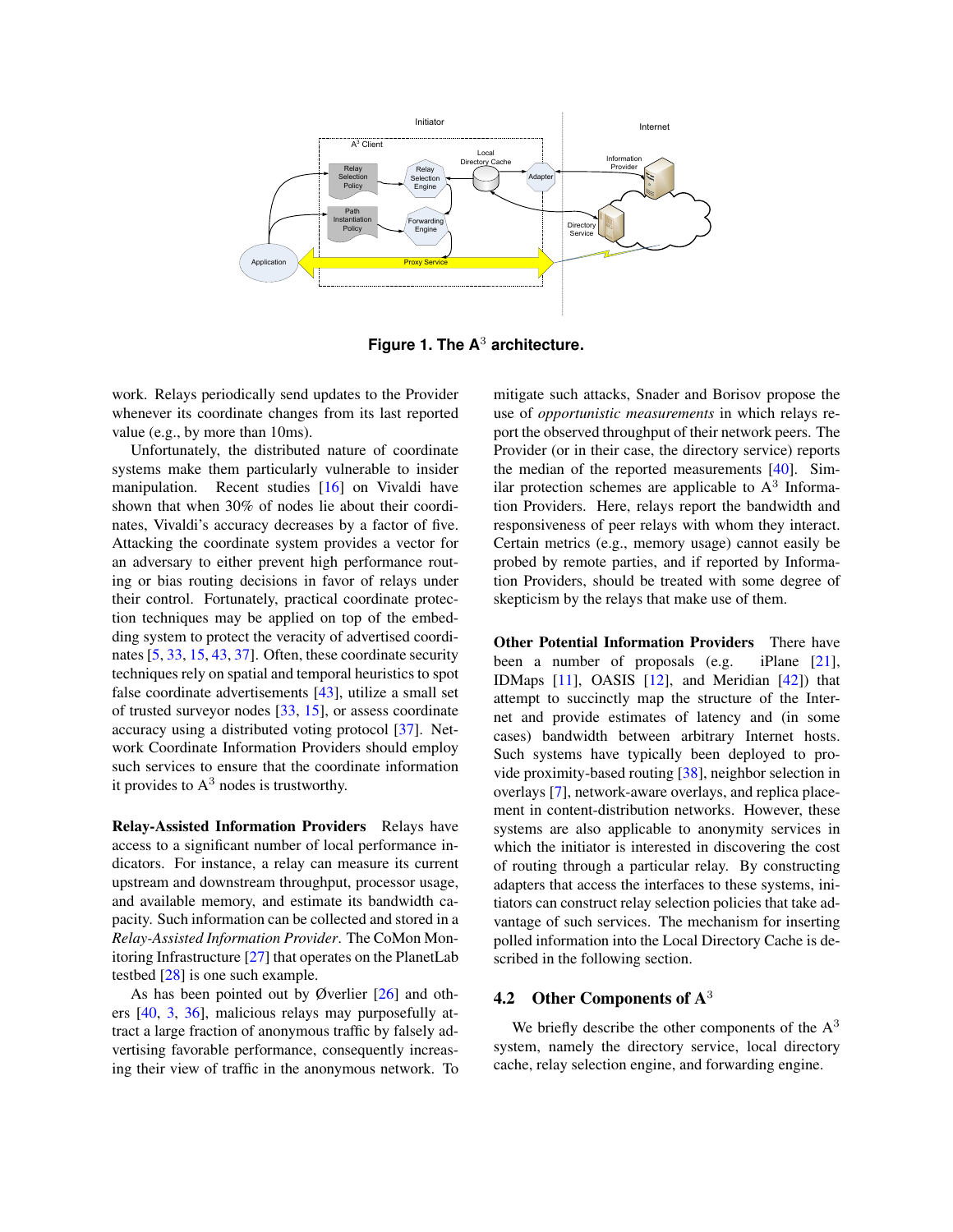**Figure 1. The $A^3$ architecture.**

work. Relays periodically send updates to the Provider whenever its coordinate changes from its last reported value (e.g., by more than 10ms).

Unfortunately, the distributed nature of coordinate systems make them particularly vulnerable to insider manipulation. Recent studies [16] on Vivaldi have shown that when 30% of nodes lie about their coordinates, Vivaldi's accuracy decreases by a factor of five. Attacking the coordinate system provides a vector for an adversary to either prevent high performance routing or bias routing decisions in favor of relays under their control. Fortunately, practical coordinate protection techniques may be applied on top of the embedding system to protect the veracity of advertised coordinates [5, 33, 15, 43, 37]. Often, these coordinate security techniques rely on spatial and temporal heuristics to spot false coordinate advertisements [43], utilize a small set of trusted surveyor nodes [33, 15], or assess coordinate accuracy using a distributed voting protocol [37]. Network Coordinate Information Providers should employ such services to ensure that the coordinate information it provides to $A^3$ nodes is trustworthy.

**Relay-Assisted Information Providers** Relays have access to a significant number of local performance indicators. For instance, a relay can measure its current upstream and downstream throughput, processor usage, and available memory, and estimate its bandwidth capacity. Such information can be collected and stored in a *Relay-Assisted Information Provider*. The CoMon Monitoring Infrastructure [27] that operates on the PlanetLab testbed [28] is one such example.

As has been pointed out by Øverlier [26] and others [40, 3, 36], malicious relays may purposefully attract a large fraction of anonymous traffic by falsely advertising favorable performance, consequently increasing their view of traffic in the anonymous network. To mitigate such attacks, Snader and Borisov propose the use of *opportunistic measurements* in which relays report the observed throughput of their network peers. The Provider (or in their case, the directory service) reports the median of the reported measurements [40]. Similar protection schemes are applicable to $A^3$ Information Providers. Here, relays report the bandwidth and responsiveness of peer relays with whom they interact. Certain metrics (e.g., memory usage) cannot easily be probed by remote parties, and if reported by Information Providers, should be treated with some degree of skepticism by the relays that make use of them.

**Other Potential Information Providers** There have been a number of proposals (e.g. iPlane [21], IDMaps [11], OASIS [12], and Meridian [42]) that attempt to succinctly map the structure of the Internet and provide estimates of latency and (in some cases) bandwidth between arbitrary Internet hosts. Such systems have typically been deployed to provide proximity-based routing [38], neighbor selection in overlays [7], network-aware overlays, and replica placement in content-distribution networks. However, these systems are also applicable to anonymity services in which the initiator is interested in discovering the cost of routing through a particular relay. By constructing adapters that access the interfaces to these systems, initiators can construct relay selection policies that take advantage of such services. The mechanism for inserting polled information into the Local Directory Cache is described in the following section.

### 4.2 Other Components of $A^3$

We briefly describe the other components of the $A^3$ system, namely the directory service, local directory cache, relay selection engine, and forwarding engine.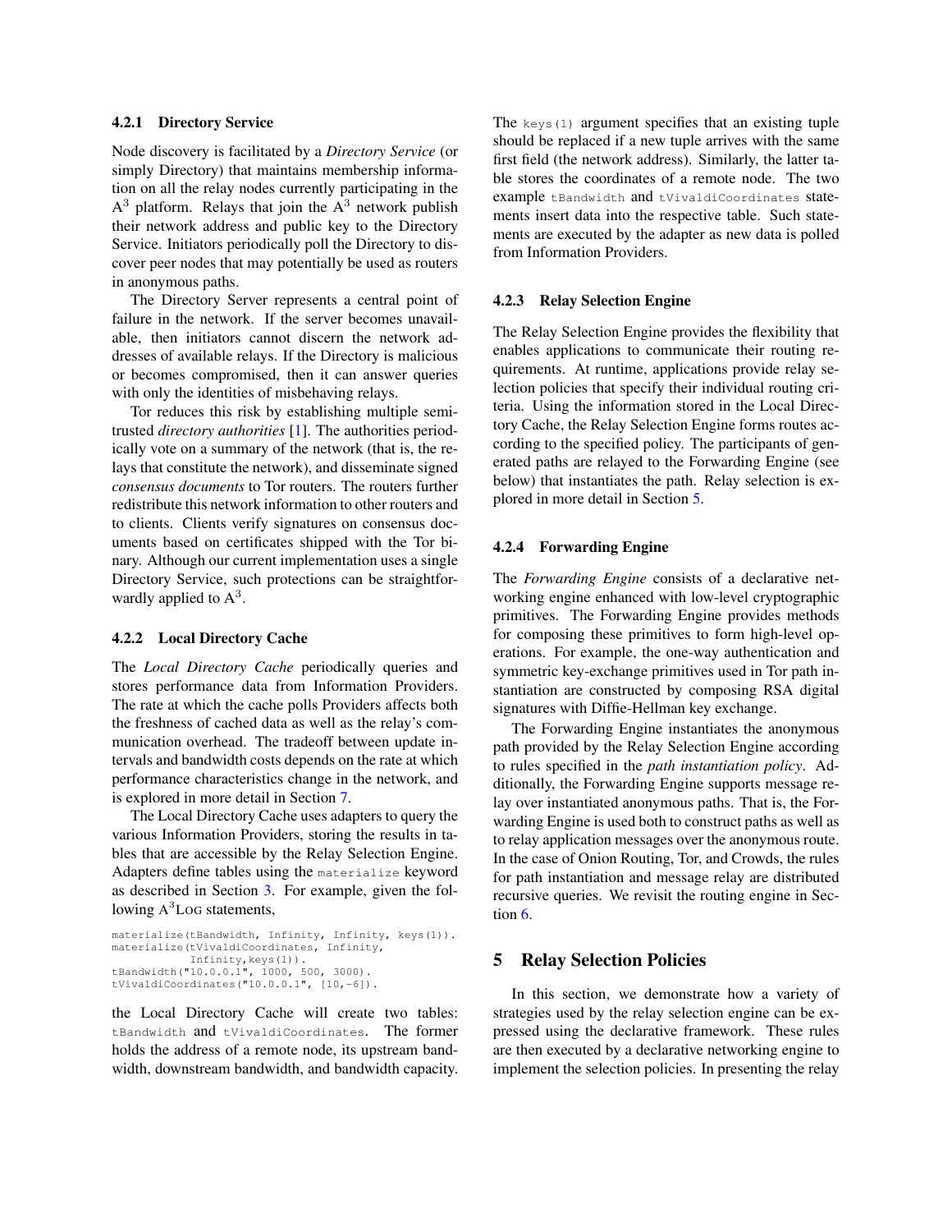#### 4.2.1 Directory Service

Node discovery is facilitated by a *Directory Service* (or simply Directory) that maintains membership information on all the relay nodes currently participating in the $A^3$ platform. Relays that join the $A^3$ network publish their network address and public key to the Directory Service. Initiators periodically poll the Directory to discover peer nodes that may potentially be used as routers in anonymous paths.

The Directory Server represents a central point of failure in the network. If the server becomes unavailable, then initiators cannot discern the network addresses of available relays. If the Directory is malicious or becomes compromised, then it can answer queries with only the identities of misbehaving relays.

Tor reduces this risk by establishing multiple semi-trusted *directory authorities* [1]. The authorities periodically vote on a summary of the network (that is, the relays that constitute the network), and disseminate signed *consensus documents* to Tor routers. The routers further redistribute this network information to other routers and to clients. Clients verify signatures on consensus documents based on certificates shipped with the Tor binary. Although our current implementation uses a single Directory Service, such protections can be straightforwardly applied to $A^3$.

#### 4.2.2 Local Directory Cache

The *Local Directory Cache* periodically queries and stores performance data from Information Providers. The rate at which the cache polls Providers affects both the freshness of cached data as well as the relay's communication overhead. The tradeoff between update intervals and bandwidth costs depends on the rate at which performance characteristics change in the network, and is explored in more detail in Section 7.

The Local Directory Cache uses adapters to query the various Information Providers, storing the results in tables that are accessible by the Relay Selection Engine. Adapters define tables using the `materialize` keyword as described in Section 3. For example, given the following $A^3$LOG statements,

```
materialize(tBandwidth, Infinity, Infinity, keys(1)).
materialize(tVivaldiCoordinates, Infinity,
            Infinity,keys(1)).
tBandwidth("10.0.0.1", 1000, 500, 3000).
tVivaldiCoordinates("10.0.0.1", [10,-6]).
```

the Local Directory Cache will create two tables: `tBandwidth` and `tVivaldiCoordinates`. The former holds the address of a remote node, its upstream bandwidth, downstream bandwidth, and bandwidth capacity. The `keys(1)` argument specifies that an existing tuple should be replaced if a new tuple arrives with the same first field (the network address). Similarly, the latter table stores the coordinates of a remote node. The two example `tBandwidth` and `tVivaldiCoordinates` statements insert data into the respective table. Such statements are executed by the adapter as new data is polled from Information Providers.

#### 4.2.3 Relay Selection Engine

The Relay Selection Engine provides the flexibility that enables applications to communicate their routing requirements. At runtime, applications provide relay selection policies that specify their individual routing criteria. Using the information stored in the Local Directory Cache, the Relay Selection Engine forms routes according to the specified policy. The participants of generated paths are relayed to the Forwarding Engine (see below) that instantiates the path. Relay selection is explored in more detail in Section 5.

#### 4.2.4 Forwarding Engine

The *Forwarding Engine* consists of a declarative networking engine enhanced with low-level cryptographic primitives. The Forwarding Engine provides methods for composing these primitives to form high-level operations. For example, the one-way authentication and symmetric key-exchange primitives used in Tor path instantiation are constructed by composing RSA digital signatures with Diffie-Hellman key exchange.

The Forwarding Engine instantiates the anonymous path provided by the Relay Selection Engine according to rules specified in the *path instantiation policy*. Additionally, the Forwarding Engine supports message relay over instantiated anonymous paths. That is, the Forwarding Engine is used both to construct paths as well as to relay application messages over the anonymous route. In the case of Onion Routing, Tor, and Crowds, the rules for path instantiation and message relay are distributed recursive queries. We revisit the routing engine in Section 6.

## 5 Relay Selection Policies

In this section, we demonstrate how a variety of strategies used by the relay selection engine can be expressed using the declarative framework. These rules are then executed by a declarative networking engine to implement the selection policies. In presenting the relay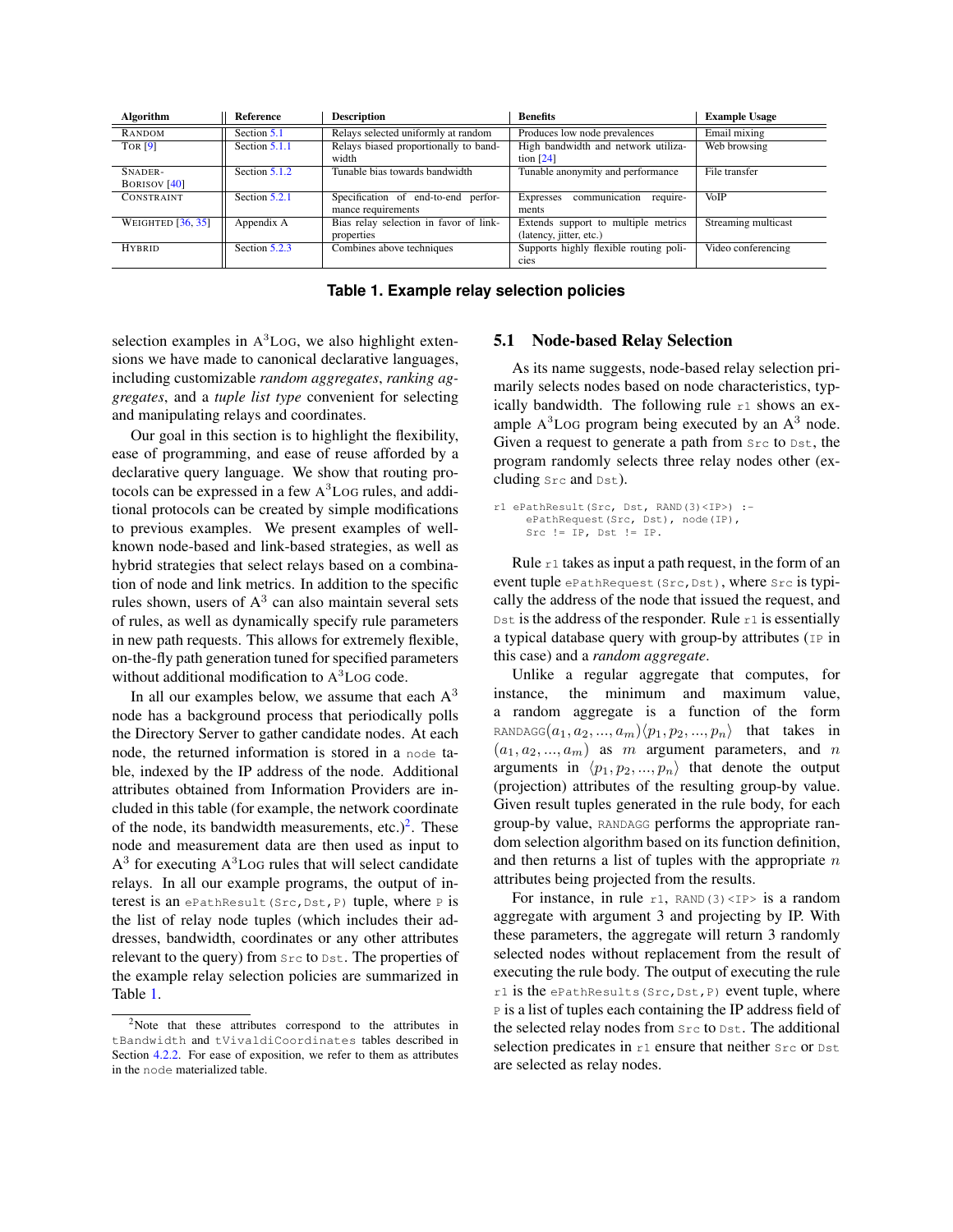| Algorithm | Reference | Description | Benefits | Example Usage |
|---|---|---|---|---|
| RANDOM | Section 5.1 | Relays selected uniformly at random | Produces low node prevalences | Email mixing |
| TOR [9] | Section 5.1.1 | Relays biased proportionally to bandwidth | High bandwidth and network utilization [24] | Web browsing |
| SNADER-BORISOV [40] | Section 5.1.2 | Tunable bias towards bandwidth | Tunable anonymity and performance | File transfer |
| CONSTRAINT | Section 5.2.1 | Specification of end-to-end performance requirements | Expresses communication requirements | VoIP |
| WEIGHTED [36, 35] | Appendix A | Bias relay selection in favor of link-properties | Extends support to multiple metrics (latency, jitter, etc.) | Streaming multicast |
| HYBRID | Section 5.2.3 | Combines above techniques | Supports highly flexible routing policies | Video conferencing |

**Table 1. Example relay selection policies**

selection examples in A[3]LOG, we also highlight extensions we have made to canonical declarative languages, including customizable *random aggregates*, *ranking aggregates*, and a *tuple list type* convenient for selecting and manipulating relays and coordinates.

Our goal in this section is to highlight the flexibility, ease of programming, and ease of reuse afforded by a declarative query language. We show that routing protocols can be expressed in a few A[3]LOG rules, and additional protocols can be created by simple modifications to previous examples. We present examples of well-known node-based and link-based strategies, as well as hybrid strategies that select relays based on a combination of node and link metrics. In addition to the specific rules shown, users of A[3] can also maintain several sets of rules, as well as dynamically specify rule parameters in new path requests. This allows for extremely flexible, on-the-fly path generation tuned for specified parameters without additional modification to A[3]LOG code.

In all our examples below, we assume that each A[3] node has a background process that periodically polls the Directory Server to gather candidate nodes. At each node, the returned information is stored in a `node` table, indexed by the IP address of the node. Additional attributes obtained from Information Providers are included in this table (for example, the network coordinate of the node, its bandwidth measurements, etc.)[2]. These node and measurement data are then used as input to A[3] for executing A[3]LOG rules that will select candidate relays. In all our example programs, the output of interest is an `ePathResult(Src,Dst,P)` tuple, where `P` is the list of relay node tuples (which includes their addresses, bandwidth, coordinates or any other attributes relevant to the query) from `Src` to `Dst`. The properties of the example relay selection policies are summarized in Table 1.

[2]Note that these attributes correspond to the attributes in `tBandwidth` and `tVivaldiCoordinates` tables described in Section 4.2.2. For ease of exposition, we refer to them as attributes in the `node` materialized table.

## 5.1 Node-based Relay Selection

As its name suggests, node-based relay selection primarily selects nodes based on node characteristics, typically bandwidth. The following rule `r1` shows an example A[3]LOG program being executed by an A[3] node. Given a request to generate a path from `Src` to `Dst`, the program randomly selects three relay nodes other (excluding `Src` and `Dst`).

```
r1 ePathResult(Src, Dst, RAND(3)<IP>) :-
     ePathRequest(Src, Dst), node(IP),
     Src != IP, Dst != IP.
```

Rule `r1` takes as input a path request, in the form of an event tuple `ePathRequest(Src,Dst)`, where `Src` is typically the address of the node that issued the request, and `Dst` is the address of the responder. Rule `r1` is essentially a typical database query with group-by attributes (`IP` in this case) and a *random aggregate*.

Unlike a regular aggregate that computes, for instance, the minimum and maximum value, a random aggregate is a function of the form $\text{RANDAGG}(a_1, a_2, ..., a_m)\langle p_1, p_2, ..., p_n\rangle$ that takes in $(a_1, a_2, ..., a_m)$ as $m$ argument parameters, and $n$ arguments in $\langle p_1, p_2, ..., p_n\rangle$ that denote the output (projection) attributes of the resulting group-by value. Given result tuples generated in the rule body, for each group-by value, RANDAGG performs the appropriate random selection algorithm based on its function definition, and then returns a list of tuples with the appropriate $n$ attributes being projected from the results.

For instance, in rule `r1`, `RAND(3)<IP>` is a random aggregate with argument 3 and projecting by IP. With these parameters, the aggregate will return 3 randomly selected nodes without replacement from the result of executing the rule body. The output of executing the rule `r1` is the `ePathResults(Src,Dst,P)` event tuple, where `P` is a list of tuples each containing the IP address field of the selected relay nodes from `Src` to `Dst`. The additional selection predicates in `r1` ensure that neither `Src` or `Dst` are selected as relay nodes.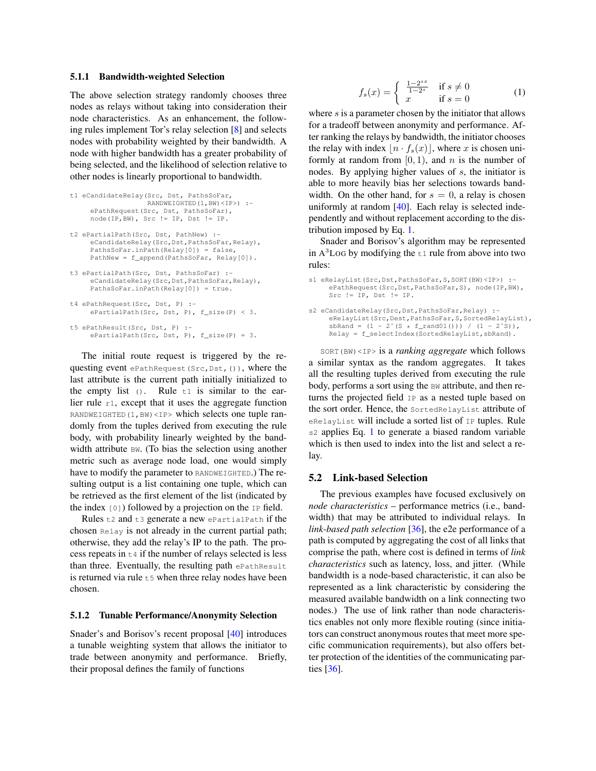### 5.1.1 Bandwidth-weighted Selection

The above selection strategy randomly chooses three nodes as relays without taking into consideration their node characteristics. As an enhancement, the following rules implement Tor's relay selection [8] and selects nodes with probability weighted by their bandwidth. A node with higher bandwidth has a greater probability of being selected, and the likelihood of selection relative to other nodes is linearly proportional to bandwidth.

```
t1 eCandidateRelay(Src, Dst, PathsSoFar,
                   RANDWEIGHTED(1,BW)<IP>) :-
     ePathRequest(Src, Dst, PathsSoFar),
     node(IP,BW), Src != IP, Dst != IP.

t2 ePartialPath(Src, Dst, PathNew) :-
     eCandidateRelay(Src,Dst,PathsSoFar,Relay),
     PathsSoFar.inPath(Relay[0]) = false,
     PathNew = f_append(PathsSoFar, Relay[0]).

t3 ePartialPath(Src, Dst, PathsSoFar) :-
     eCandidateRelay(Src,Dst,PathsSoFar,Relay),
     PathsSoFar.inPath(Relay[0]) = true.

t4 ePathRequest(Src, Dst, P) :-
     ePartialPath(Src, Dst, P), f_size(P) < 3.

t5 ePathResult(Src, Dst, P) :-
     ePartialPath(Src, Dst, P), f_size(P) = 3.
```

The initial route request is triggered by the requesting event `ePathRequest(Src,Dst,())`, where the last attribute is the current path initially initialized to the empty list `()`. Rule `t1` is similar to the earlier rule `r1`, except that it uses the aggregate function `RANDWEIGHTED(1,BW)<IP>` which selects one tuple randomly from the tuples derived from executing the rule body, with probability linearly weighted by the bandwidth attribute `BW`. (To bias the selection using another metric such as average node load, one would simply have to modify the parameter to `RANDWEIGHTED`.) The resulting output is a list containing one tuple, which can be retrieved as the first element of the list (indicated by the index `[0]`) followed by a projection on the `IP` field.

Rules `t2` and `t3` generate a new `ePartialPath` if the chosen `Relay` is not already in the current partial path; otherwise, they add the relay's IP to the path. The process repeats in `t4` if the number of relays selected is less than three. Eventually, the resulting path `ePathResult` is returned via rule `t5` when three relay nodes have been chosen.

### 5.1.2 Tunable Performance/Anonymity Selection

Snader's and Borisov's recent proposal [40] introduces a tunable weighting system that allows the initiator to trade between anonymity and performance. Briefly, their proposal defines the family of functions

$$f_s(x) = \begin{cases} \frac{1-2^{sx}}{1-2^s} & \text{if } s \neq 0 \\ x & \text{if } s = 0 \end{cases} \quad (1)$$

where $s$ is a parameter chosen by the initiator that allows for a tradeoff between anonymity and performance. After ranking the relays by bandwidth, the initiator chooses the relay with index $\lfloor n \cdot f_s(x) \rfloor$, where $x$ is chosen uniformly at random from $[0, 1)$, and $n$ is the number of nodes. By applying higher values of $s$, the initiator is able to more heavily bias her selections towards bandwidth. On the other hand, for $s = 0$, a relay is chosen uniformly at random [40]. Each relay is selected independently and without replacement according to the distribution imposed by Eq. 1.

Snader and Borisov's algorithm may be represented in A$^3$Log by modifying the `t1` rule from above into two rules:

```
s1 eRelayList(Src,Dst,PathsSoFar,S,SORT(BW)<IP>) :-
     ePathRequest(Src,Dst,PathsSoFar,S), node(IP,BW),
     Src != IP, Dst != IP.

s2 eCandidateRelay(Src,Dst,PathsSoFar,Relay) :-
     eRelayList(Src,Dest,PathsSoFar,S,SortedRelayList),
     sbRand = (1 - 2^(S * f_rand01())) / (1 - 2^S)),
     Relay = f_selectIndex(SortedRelayList,sbRand).
```

`SORT(BW)<IP>` is a *ranking aggregate* which follows a similar syntax as the random aggregates. It takes all the resulting tuples derived from executing the rule body, performs a sort using the `BW` attribute, and then returns the projected field `IP` as a nested tuple based on the sort order. Hence, the `SortedRelayList` attribute of `eRelayList` will include a sorted list of `IP` tuples. Rule `s2` applies Eq. 1 to generate a biased random variable which is then used to index into the list and select a relay.

## 5.2 Link-based Selection

The previous examples have focused exclusively on *node characteristics* – performance metrics (i.e., bandwidth) that may be attributed to individual relays. In *link-based path selection* [36], the e2e performance of a path is computed by aggregating the cost of all links that comprise the path, where cost is defined in terms of *link characteristics* such as latency, loss, and jitter. (While bandwidth is a node-based characteristic, it can also be represented as a link characteristic by considering the measured available bandwidth on a link connecting two nodes.) The use of link rather than node characteristics enables not only more flexible routing (since initiators can construct anonymous routes that meet more specific communication requirements), but also offers better protection of the identities of the communicating parties [36].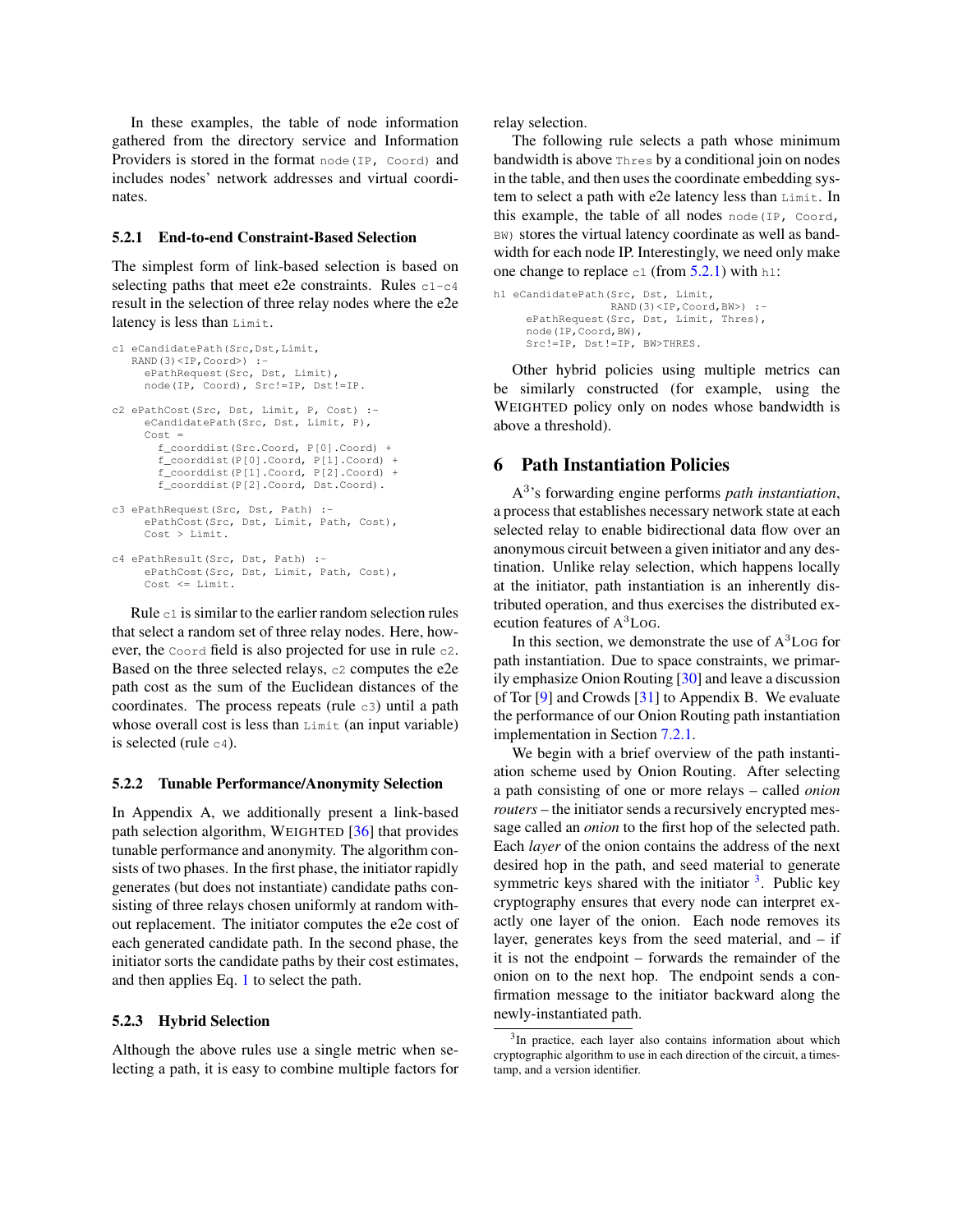In these examples, the table of node information gathered from the directory service and Information Providers is stored in the format `node(IP, Coord)` and includes nodes' network addresses and virtual coordinates.

### 5.2.1 End-to-end Constraint-Based Selection

The simplest form of link-based selection is based on selecting paths that meet e2e constraints. Rules `c1`-`c4` result in the selection of three relay nodes where the e2e latency is less than `Limit`.

```
c1 eCandidatePath(Src,Dst,Limit,
   RAND(3)<IP,Coord>) :-
     ePathRequest(Src, Dst, Limit),
     node(IP, Coord), Src!=IP, Dst!=IP.

c2 ePathCost(Src, Dst, Limit, P, Cost) :-
     eCandidatePath(Src, Dst, Limit, P),
     Cost =
       f_coorddist(Src.Coord, P[0].Coord) +
       f_coorddist(P[0].Coord, P[1].Coord) +
       f_coorddist(P[1].Coord, P[2].Coord) +
       f_coorddist(P[2].Coord, Dst.Coord).

c3 ePathRequest(Src, Dst, Path) :-
     ePathCost(Src, Dst, Limit, Path, Cost),
     Cost > Limit.

c4 ePathResult(Src, Dst, Path) :-
     ePathCost(Src, Dst, Limit, Path, Cost),
     Cost <= Limit.
```

Rule `c1` is similar to the earlier random selection rules that select a random set of three relay nodes. Here, however, the `Coord` field is also projected for use in rule `c2`. Based on the three selected relays, `c2` computes the e2e path cost as the sum of the Euclidean distances of the coordinates. The process repeats (rule `c3`) until a path whose overall cost is less than `Limit` (an input variable) is selected (rule `c4`).

### 5.2.2 Tunable Performance/Anonymity Selection

In Appendix A, we additionally present a link-based path selection algorithm, WEIGHTED [36] that provides tunable performance and anonymity. The algorithm consists of two phases. In the first phase, the initiator rapidly generates (but does not instantiate) candidate paths consisting of three relays chosen uniformly at random without replacement. The initiator computes the e2e cost of each generated candidate path. In the second phase, the initiator sorts the candidate paths by their cost estimates, and then applies Eq. 1 to select the path.

### 5.2.3 Hybrid Selection

Although the above rules use a single metric when selecting a path, it is easy to combine multiple factors for relay selection.

The following rule selects a path whose minimum bandwidth is above `Thres` by a conditional join on nodes in the table, and then uses the coordinate embedding system to select a path with e2e latency less than `Limit`. In this example, the table of all nodes `node(IP, Coord, BW)` stores the virtual latency coordinate as well as bandwidth for each node IP. Interestingly, we need only make one change to replace `c1` (from 5.2.1) with `h1`:

```
h1 eCandidatePath(Src, Dst, Limit,
                  RAND(3)<IP,Coord,BW>) :-
     ePathRequest(Src, Dst, Limit, Thres),
     node(IP,Coord,BW),
     Src!=IP, Dst!=IP, BW>THRES.
```

Other hybrid policies using multiple metrics can be similarly constructed (for example, using the WEIGHTED policy only on nodes whose bandwidth is above a threshold).

## 6 Path Instantiation Policies

$A^3$'s forwarding engine performs *path instantiation*, a process that establishes necessary network state at each selected relay to enable bidirectional data flow over an anonymous circuit between a given initiator and any destination. Unlike relay selection, which happens locally at the initiator, path instantiation is an inherently distributed operation, and thus exercises the distributed execution features of $A^3$LOG.

In this section, we demonstrate the use of $A^3$LOG for path instantiation. Due to space constraints, we primarily emphasize Onion Routing [30] and leave a discussion of Tor [9] and Crowds [31] to Appendix B. We evaluate the performance of our Onion Routing path instantiation implementation in Section 7.2.1.

We begin with a brief overview of the path instantiation scheme used by Onion Routing. After selecting a path consisting of one or more relays – called *onion routers* – the initiator sends a recursively encrypted message called an *onion* to the first hop of the selected path. Each *layer* of the onion contains the address of the next desired hop in the path, and seed material to generate symmetric keys shared with the initiator [3]. Public key cryptography ensures that every node can interpret exactly one layer of the onion. Each node removes its layer, generates keys from the seed material, and – if it is not the endpoint – forwards the remainder of the onion on to the next hop. The endpoint sends a confirmation message to the initiator backward along the newly-instantiated path.

[3] In practice, each layer also contains information about which cryptographic algorithm to use in each direction of the circuit, a timestamp, and a version identifier.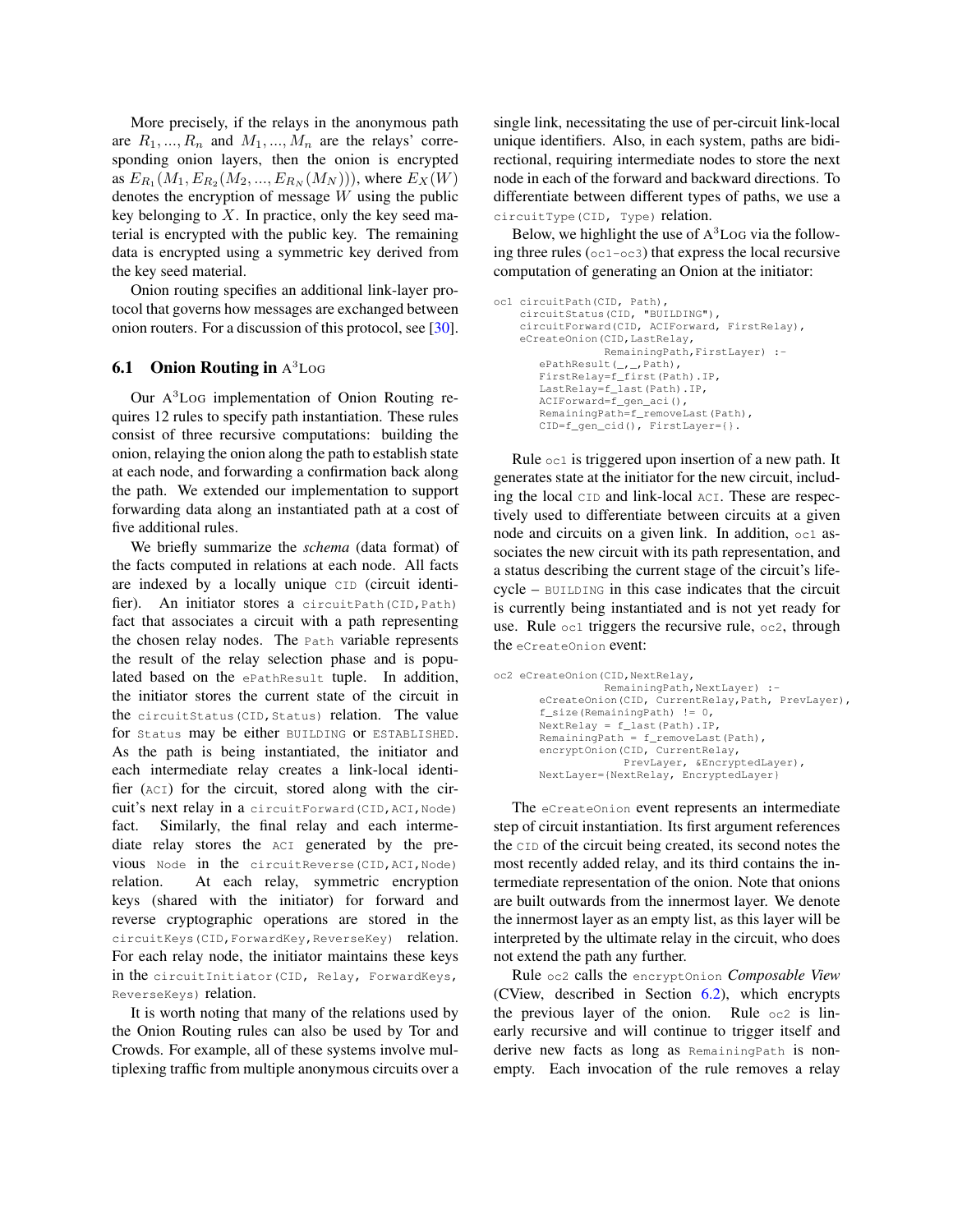More precisely, if the relays in the anonymous path are $R_1, ..., R_n$ and $M_1, ..., M_n$ are the relays' corresponding onion layers, then the onion is encrypted as $E_{R_1}(M_1, E_{R_2}(M_2, ..., E_{R_N}(M_N)))$, where $E_X(W)$ denotes the encryption of message $W$ using the public key belonging to $X$. In practice, only the key seed material is encrypted with the public key. The remaining data is encrypted using a symmetric key derived from the key seed material.

Onion routing specifies an additional link-layer protocol that governs how messages are exchanged between onion routers. For a discussion of this protocol, see [30].

### 6.1 Onion Routing in A$^3$Log

Our A$^3$Log implementation of Onion Routing requires 12 rules to specify path instantiation. These rules consist of three recursive computations: building the onion, relaying the onion along the path to establish state at each node, and forwarding a confirmation back along the path. We extended our implementation to support forwarding data along an instantiated path at a cost of five additional rules.

We briefly summarize the *schema* (data format) of the facts computed in relations at each node. All facts are indexed by a locally unique `CID` (circuit identifier). An initiator stores a `circuitPath(CID,Path)` fact that associates a circuit with a path representing the chosen relay nodes. The `Path` variable represents the result of the relay selection phase and is populated based on the `ePathResult` tuple. In addition, the initiator stores the current state of the circuit in the `circuitStatus(CID,Status)` relation. The value for `Status` may be either `BUILDING` or `ESTABLISHED`. As the path is being instantiated, the initiator and each intermediate relay creates a link-local identifier (`ACI`) for the circuit, stored along with the circuit's next relay in a `circuitForward(CID,ACI,Node)` fact. Similarly, the final relay and each intermediate relay stores the `ACI` generated by the previous `Node` in the `circuitReverse(CID,ACI,Node)` relation. At each relay, symmetric encryption keys (shared with the initiator) for forward and reverse cryptographic operations are stored in the `circuitKeys(CID,ForwardKey,ReverseKey)` relation. For each relay node, the initiator maintains these keys in the `circuitInitiator(CID, Relay, ForwardKeys, ReverseKeys)` relation.

It is worth noting that many of the relations used by the Onion Routing rules can also be used by Tor and Crowds. For example, all of these systems involve multiplexing traffic from multiple anonymous circuits over a single link, necessitating the use of per-circuit link-local unique identifiers. Also, in each system, paths are bidirectional, requiring intermediate nodes to store the next node in each of the forward and backward directions. To differentiate between different types of paths, we use a `circuitType(CID, Type)` relation.

Below, we highlight the use of A$^3$Log via the following three rules (`oc1`-`oc3`) that express the local recursive computation of generating an Onion at the initiator:

```
oc1 circuitPath(CID, Path),
    circuitStatus(CID, "BUILDING"),
    circuitForward(CID, ACIForward, FirstRelay),
    eCreateOnion(CID,LastRelay,
                 RemainingPath,FirstLayer) :-
       ePathResult(_,_,Path),
       FirstRelay=f_first(Path).IP,
       LastRelay=f_last(Path).IP,
       ACIForward=f_gen_aci(),
       RemainingPath=f_removeLast(Path),
       CID=f_gen_cid(), FirstLayer={}.
```

Rule `oc1` is triggered upon insertion of a new path. It generates state at the initiator for the new circuit, including the local `CID` and link-local `ACI`. These are respectively used to differentiate between circuits at a given node and circuits on a given link. In addition, `oc1` associates the new circuit with its path representation, and a status describing the current stage of the circuit's lifecycle – `BUILDING` in this case indicates that the circuit is currently being instantiated and is not yet ready for use. Rule `oc1` triggers the recursive rule, `oc2`, through the `eCreateOnion` event:

```
oc2 eCreateOnion(CID,NextRelay,
                 RemainingPath,NextLayer) :-
       eCreateOnion(CID, CurrentRelay,Path, PrevLayer),
       f_size(RemainingPath) != 0,
       NextRelay = f_last(Path).IP,
       RemainingPath = f_removeLast(Path),
       encryptOnion(CID, CurrentRelay,
                    PrevLayer, &EncryptedLayer),
       NextLayer={NextRelay, EncryptedLayer}
```

The `eCreateOnion` event represents an intermediate step of circuit instantiation. Its first argument references the `CID` of the circuit being created, its second notes the most recently added relay, and its third contains the intermediate representation of the onion. Note that onions are built outwards from the innermost layer. We denote the innermost layer as an empty list, as this layer will be interpreted by the ultimate relay in the circuit, who does not extend the path any further.

Rule `oc2` calls the `encryptOnion` *Composable View* (CView, described in Section 6.2), which encrypts the previous layer of the onion. Rule `oc2` is linearly recursive and will continue to trigger itself and derive new facts as long as `RemainingPath` is nonempty. Each invocation of the rule removes a relay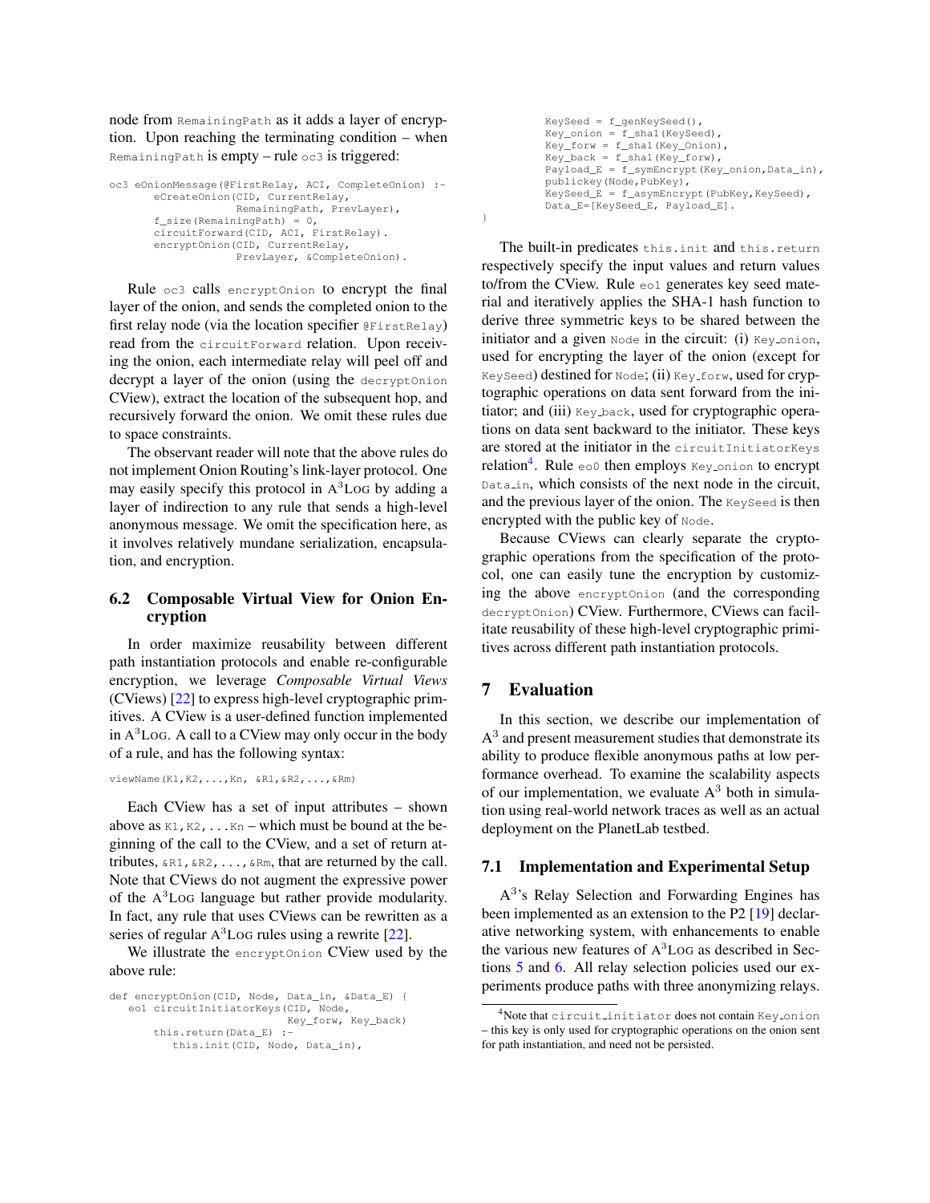node from RemainingPath as it adds a layer of encryption. Upon reaching the terminating condition – when RemainingPath is empty – rule oc3 is triggered:

```
oc3 eOnionMessage(@FirstRelay, ACI, CompleteOnion) :-
      eCreateOnion(CID, CurrentRelay,
                   RemainingPath, PrevLayer),
      f_size(RemainingPath) = 0,
      circuitForward(CID, ACI, FirstRelay).
      encryptOnion(CID, CurrentRelay,
                   PrevLayer, &CompleteOnion).
```

Rule oc3 calls encryptOnion to encrypt the final layer of the onion, and sends the completed onion to the first relay node (via the location specifier @FirstRelay) read from the circuitForward relation. Upon receiving the onion, each intermediate relay will peel off and decrypt a layer of the onion (using the decryptOnion CView), extract the location of the subsequent hop, and recursively forward the onion. We omit these rules due to space constraints.

The observant reader will note that the above rules do not implement Onion Routing's link-layer protocol. One may easily specify this protocol in A$^3$Log by adding a layer of indirection to any rule that sends a high-level anonymous message. We omit the specification here, as it involves relatively mundane serialization, encapsulation, and encryption.

### 6.2 Composable Virtual View for Onion Encryption

In order maximize reusability between different path instantiation protocols and enable re-configurable encryption, we leverage *Composable Virtual Views* (CViews) [22] to express high-level cryptographic primitives. A CView is a user-defined function implemented in A$^3$Log. A call to a CView may only occur in the body of a rule, and has the following syntax:

```
viewName(K1,K2,...,Kn, &R1,&R2,...,&Rm)
```

Each CView has a set of input attributes – shown above as K1,K2,...Kn – which must be bound at the beginning of the call to the CView, and a set of return attributes, &R1,&R2,...,&Rm, that are returned by the call. Note that CViews do not augment the expressive power of the A$^3$Log language but rather provide modularity. In fact, any rule that uses CViews can be rewritten as a series of regular A$^3$Log rules using a rewrite [22].

We illustrate the encryptOnion CView used by the above rule:

```
def encryptOnion(CID, Node, Data_in, &Data_E) {
   eo1 circuitInitiatorKeys(CID, Node,
                            Key_forw, Key_back)
       this.return(Data_E) :-
          this.init(CID, Node, Data_in),
          KeySeed = f_genKeySeed(),
          Key_onion = f_sha1(KeySeed),
          Key_forw = f_sha1(Key_Onion),
          Key_back = f_sha1(Key_forw),
          Payload_E = f_symEncrypt(Key_onion,Data_in),
          publickey(Node,PubKey),
          KeySeed_E = f_asymEncrypt(PubKey,KeySeed),
          Data_E=[KeySeed_E, Payload_E].
}
```

The built-in predicates this.init and this.return respectively specify the input values and return values to/from the CView. Rule eo1 generates key seed material and iteratively applies the SHA-1 hash function to derive three symmetric keys to be shared between the initiator and a given Node in the circuit: (i) Key_onion, used for encrypting the layer of the onion (except for KeySeed) destined for Node; (ii) Key_forw, used for cryptographic operations on data sent forward from the initiator; and (iii) Key_back, used for cryptographic operations on data sent backward to the initiator. These keys are stored at the initiator in the circuitInitiatorKeys relation[4]. Rule eo0 then employs Key_onion to encrypt Data_in, which consists of the next node in the circuit, and the previous layer of the onion. The KeySeed is then encrypted with the public key of Node.

Because CViews can clearly separate the cryptographic operations from the specification of the protocol, one can easily tune the encryption by customizing the above encryptOnion (and the corresponding decryptOnion) CView. Furthermore, CViews can facilitate reusability of these high-level cryptographic primitives across different path instantiation protocols.

## 7 Evaluation

In this section, we describe our implementation of A$^3$ and present measurement studies that demonstrate its ability to produce flexible anonymous paths at low performance overhead. To examine the scalability aspects of our implementation, we evaluate A$^3$ both in simulation using real-world network traces as well as an actual deployment on the PlanetLab testbed.

### 7.1 Implementation and Experimental Setup

A$^3$'s Relay Selection and Forwarding Engines has been implemented as an extension to the P2 [19] declarative networking system, with enhancements to enable the various new features of A$^3$Log as described in Sections 5 and 6. All relay selection policies used our experiments produce paths with three anonymizing relays.

[4] Note that circuit_initiator does not contain Key_onion – this key is only used for cryptographic operations on the onion sent for path instantiation, and need not be persisted.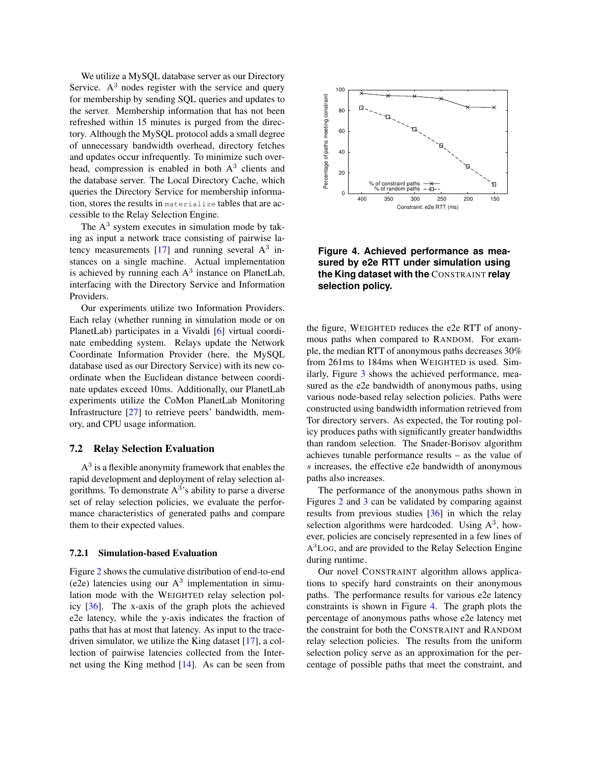We utilize a MySQL database server as our Directory Service. A$^3$ nodes register with the service and query for membership by sending SQL queries and updates to the server. Membership information that has not been refreshed within 15 minutes is purged from the directory. Although the MySQL protocol adds a small degree of unnecessary bandwidth overhead, directory fetches and updates occur infrequently. To minimize such overhead, compression is enabled in both A$^3$ clients and the database server. The Local Directory Cache, which queries the Directory Service for membership information, stores the results in `materialize` tables that are accessible to the Relay Selection Engine.

The A$^3$ system executes in simulation mode by taking as input a network trace consisting of pairwise latency measurements [17] and running several A$^3$ instances on a single machine. Actual implementation is achieved by running each A$^3$ instance on PlanetLab, interfacing with the Directory Service and Information Providers.

Our experiments utilize two Information Providers. Each relay (whether running in simulation mode or on PlanetLab) participates in a Vivaldi [6] virtual coordinate embedding system. Relays update the Network Coordinate Information Provider (here, the MySQL database used as our Directory Service) with its new coordinate when the Euclidean distance between coordinate updates exceed 10ms. Additionally, our PlanetLab experiments utilize the CoMon PlanetLab Monitoring Infrastructure [27] to retrieve peers' bandwidth, memory, and CPU usage information.

### 7.2 Relay Selection Evaluation

A$^3$ is a flexible anonymity framework that enables the rapid development and deployment of relay selection algorithms. To demonstrate A$^3$'s ability to parse a diverse set of relay selection policies, we evaluate the performance characteristics of generated paths and compare them to their expected values.

#### 7.2.1 Simulation-based Evaluation

Figure 2 shows the cumulative distribution of end-to-end (e2e) latencies using our A$^3$ implementation in simulation mode with the WEIGHTED relay selection policy [36]. The x-axis of the graph plots the achieved e2e latency, while the y-axis indicates the fraction of paths that has at most that latency. As input to the trace-driven simulator, we utilize the King dataset [17], a collection of pairwise latencies collected from the Internet using the King method [14]. As can be seen from the figure, WEIGHTED reduces the e2e RTT of anonymous paths when compared to RANDOM. For example, the median RTT of anonymous paths decreases 30% from 261ms to 184ms when WEIGHTED is used. Similarly, Figure 3 shows the achieved performance, measured as the e2e bandwidth of anonymous paths, using various node-based relay selection policies. Paths were constructed using bandwidth information retrieved from Tor directory servers. As expected, the Tor routing policy produces paths with significantly greater bandwidths than random selection. The Snader-Borisov algorithm achieves tunable performance results – as the value of $s$ increases, the effective e2e bandwidth of anonymous paths also increases.

The performance of the anonymous paths shown in Figures 2 and 3 can be validated by comparing against results from previous studies [36] in which the relay selection algorithms were hardcoded. Using A$^3$, however, policies are concisely represented in a few lines of A$^3$LOG, and are provided to the Relay Selection Engine during runtime.

Our novel CONSTRAINT algorithm allows applications to specify hard constraints on their anonymous paths. The performance results for various e2e latency constraints is shown in Figure 4. The graph plots the percentage of anonymous paths whose e2e latency met the constraint for both the CONSTRAINT and RANDOM relay selection policies. The results from the uniform selection policy serve as an approximation for the percentage of possible paths that meet the constraint, and

**Figure 4. Achieved performance as measured by e2e RTT under simulation using the King dataset with the CONSTRAINT relay selection policy.**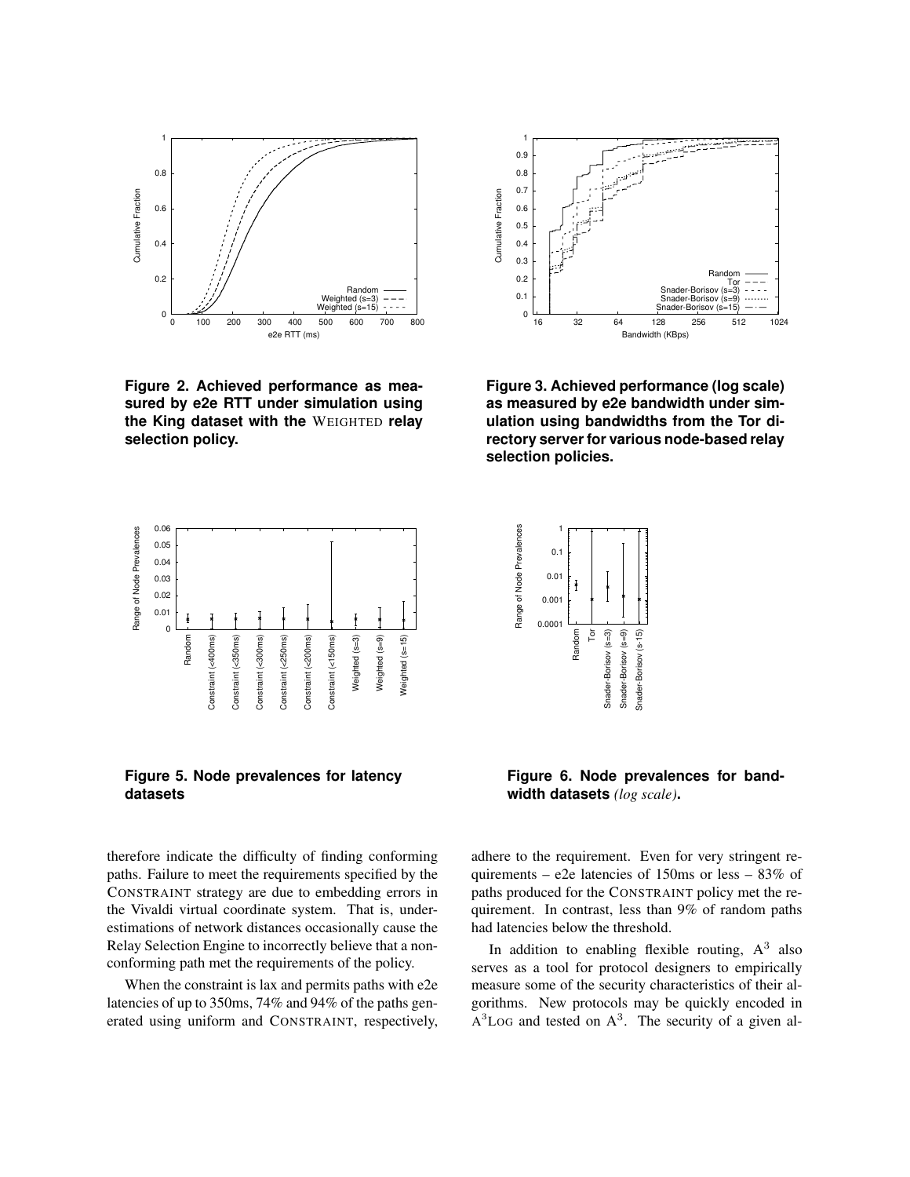**Figure 2. Achieved performance as measured by e2e RTT under simulation using the King dataset with the WEIGHTED relay selection policy.**

**Figure 3. Achieved performance (log scale) as measured by e2e bandwidth under simulation using bandwidths from the Tor directory server for various node-based relay selection policies.**

**Figure 5. Node prevalences for latency datasets**

**Figure 6. Node prevalences for bandwidth datasets** *(log scale)*.

therefore indicate the difficulty of finding conforming paths. Failure to meet the requirements specified by the CONSTRAINT strategy are due to embedding errors in the Vivaldi virtual coordinate system. That is, underestimations of network distances occasionally cause the Relay Selection Engine to incorrectly believe that a non-conforming path met the requirements of the policy.

When the constraint is lax and permits paths with e2e latencies of up to 350ms, 74% and 94% of the paths generated using uniform and CONSTRAINT, respectively, adhere to the requirement. Even for very stringent requirements – e2e latencies of 150ms or less – 83% of paths produced for the CONSTRAINT policy met the requirement. In contrast, less than 9% of random paths had latencies below the threshold.

In addition to enabling flexible routing, $A^3$ also serves as a tool for protocol designers to empirically measure some of the security characteristics of their algorithms. New protocols may be quickly encoded in $A^3$LOG and tested on $A^3$. The security of a given al-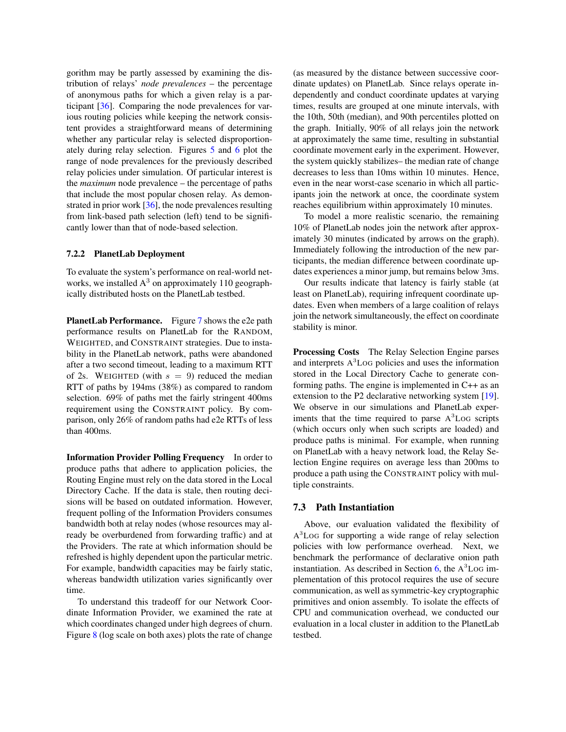gorithm may be partly assessed by examining the distribution of relays' *node prevalences* – the percentage of anonymous paths for which a given relay is a participant [36]. Comparing the node prevalences for various routing policies while keeping the network consistent provides a straightforward means of determining whether any particular relay is selected disproportionately during relay selection. Figures 5 and 6 plot the range of node prevalences for the previously described relay policies under simulation. Of particular interest is the *maximum* node prevalence – the percentage of paths that include the most popular chosen relay. As demonstrated in prior work [36], the node prevalences resulting from link-based path selection (left) tend to be significantly lower than that of node-based selection.

#### 7.2.2 PlanetLab Deployment

To evaluate the system's performance on real-world networks, we installed A$^3$ on approximately 110 geographically distributed hosts on the PlanetLab testbed.

**PlanetLab Performance.** Figure 7 shows the e2e path performance results on PlanetLab for the RANDOM, WEIGHTED, and CONSTRAINT strategies. Due to instability in the PlanetLab network, paths were abandoned after a two second timeout, leading to a maximum RTT of 2s. WEIGHTED (with $s = 9$) reduced the median RTT of paths by 194ms (38%) as compared to random selection. 69% of paths met the fairly stringent 400ms requirement using the CONSTRAINT policy. By comparison, only 26% of random paths had e2e RTTs of less than 400ms.

**Information Provider Polling Frequency** In order to produce paths that adhere to application policies, the Routing Engine must rely on the data stored in the Local Directory Cache. If the data is stale, then routing decisions will be based on outdated information. However, frequent polling of the Information Providers consumes bandwidth both at relay nodes (whose resources may already be overburdened from forwarding traffic) and at the Providers. The rate at which information should be refreshed is highly dependent upon the particular metric. For example, bandwidth capacities may be fairly static, whereas bandwidth utilization varies significantly over time.

To understand this tradeoff for our Network Coordinate Information Provider, we examined the rate at which coordinates changed under high degrees of churn. Figure 8 (log scale on both axes) plots the rate of change (as measured by the distance between successive coordinate updates) on PlanetLab. Since relays operate independently and conduct coordinate updates at varying times, results are grouped at one minute intervals, with the 10th, 50th (median), and 90th percentiles plotted on the graph. Initially, 90% of all relays join the network at approximately the same time, resulting in substantial coordinate movement early in the experiment. However, the system quickly stabilizes– the median rate of change decreases to less than 10ms within 10 minutes. Hence, even in the near worst-case scenario in which all participants join the network at once, the coordinate system reaches equilibrium within approximately 10 minutes.

To model a more realistic scenario, the remaining 10% of PlanetLab nodes join the network after approximately 30 minutes (indicated by arrows on the graph). Immediately following the introduction of the new participants, the median difference between coordinate updates experiences a minor jump, but remains below 3ms.

Our results indicate that latency is fairly stable (at least on PlanetLab), requiring infrequent coordinate updates. Even when members of a large coalition of relays join the network simultaneously, the effect on coordinate stability is minor.

**Processing Costs** The Relay Selection Engine parses and interprets A$^3$LOG policies and uses the information stored in the Local Directory Cache to generate conforming paths. The engine is implemented in C++ as an extension to the P2 declarative networking system [19]. We observe in our simulations and PlanetLab experiments that the time required to parse A$^3$LOG scripts (which occurs only when such scripts are loaded) and produce paths is minimal. For example, when running on PlanetLab with a heavy network load, the Relay Selection Engine requires on average less than 200ms to produce a path using the CONSTRAINT policy with multiple constraints.

### 7.3 Path Instantiation

Above, our evaluation validated the flexibility of A$^3$LOG for supporting a wide range of relay selection policies with low performance overhead. Next, we benchmark the performance of declarative onion path instantiation. As described in Section 6, the A$^3$LOG implementation of this protocol requires the use of secure communication, as well as symmetric-key cryptographic primitives and onion assembly. To isolate the effects of CPU and communication overhead, we conducted our evaluation in a local cluster in addition to the PlanetLab testbed.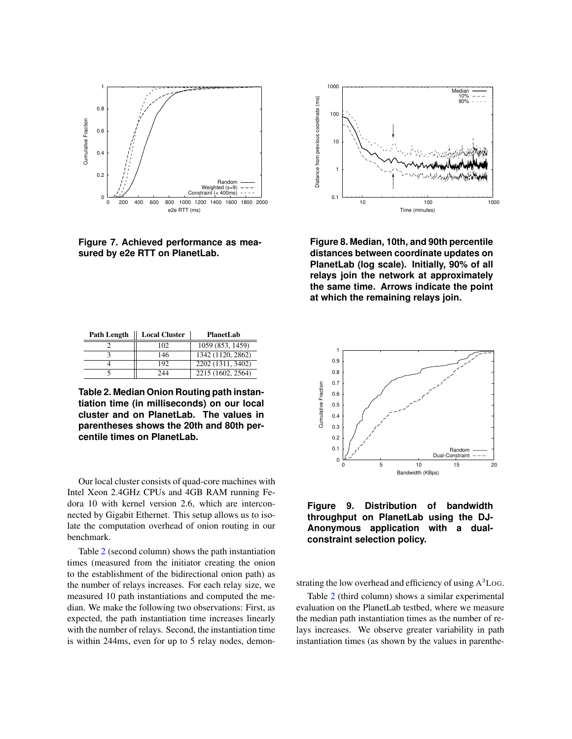**Figure 7. Achieved performance as measured by e2e RTT on PlanetLab.**

**Figure 8. Median, 10th, and 90th percentile distances between coordinate updates on PlanetLab (log scale). Initially, 90% of all relays join the network at approximately the same time. Arrows indicate the point at which the remaining relays join.**

| Path Length | Local Cluster | PlanetLab |
|---|---|---|
| 2 | 102 | 1059 (853, 1459) |
| 3 | 146 | 1342 (1120, 2862) |
| 4 | 192 | 2202 (1311, 3402) |
| 5 | 244 | 2215 (1602, 2564) |

**Table 2. Median Onion Routing path instantiation time (in milliseconds) on our local cluster and on PlanetLab. The values in parentheses shows the 20th and 80th percentile times on PlanetLab.**

Our local cluster consists of quad-core machines with Intel Xeon 2.4GHz CPUs and 4GB RAM running Fedora 10 with kernel version 2.6, which are interconnected by Gigabit Ethernet. This setup allows us to isolate the computation overhead of onion routing in our benchmark.

Table 2 (second column) shows the path instantiation times (measured from the initiator creating the onion to the establishment of the bidirectional onion path) as the number of relays increases. For each relay size, we measured 10 path instantiations and computed the median. We make the following two observations: First, as expected, the path instantiation time increases linearly with the number of relays. Second, the instantiation time is within 244ms, even for up to 5 relay nodes, demonstrating the low overhead and efficiency of using A[3]Log.

**Figure 9. Distribution of bandwidth throughput on PlanetLab using the DJ-Anonymous application with a dual-constraint selection policy.**

Table 2 (third column) shows a similar experimental evaluation on the PlanetLab testbed, where we measure the median path instantiation times as the number of relays increases. We observe greater variability in path instantiation times (as shown by the values in parenthe-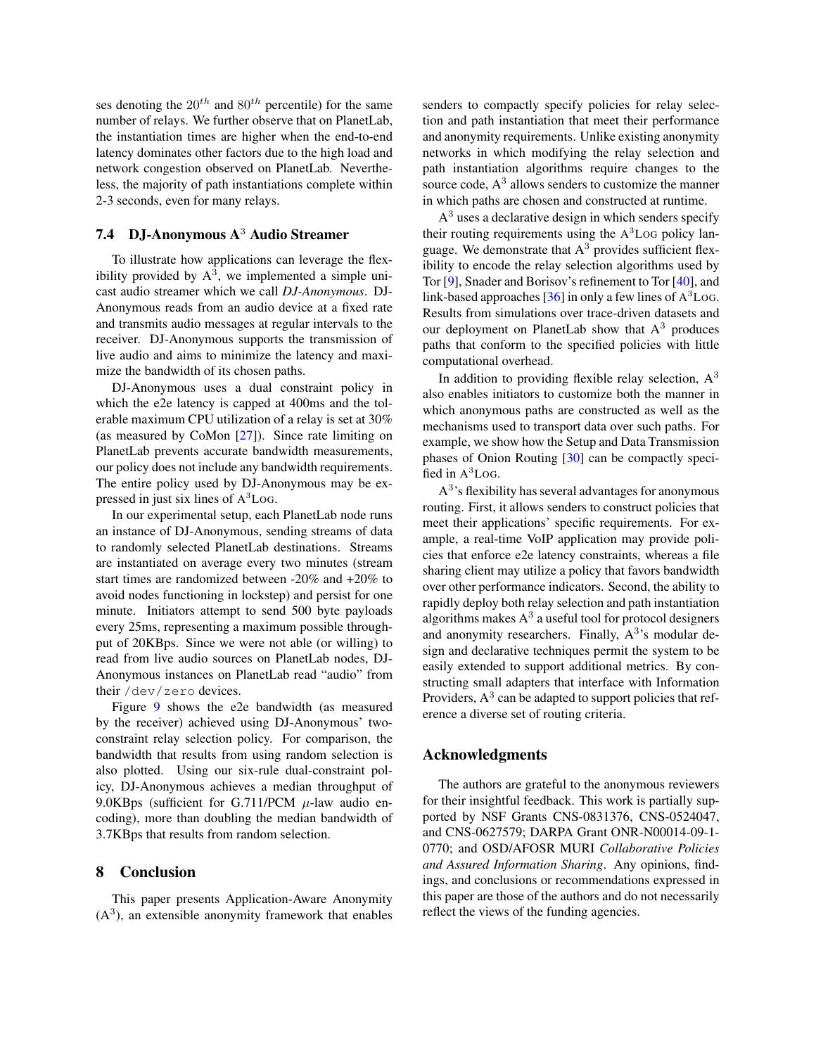ses denoting the $20^{th}$ and $80^{th}$ percentile) for the same number of relays. We further observe that on PlanetLab, the instantiation times are higher when the end-to-end latency dominates other factors due to the high load and network congestion observed on PlanetLab. Nevertheless, the majority of path instantiations complete within 2-3 seconds, even for many relays.

### 7.4 DJ-Anonymous A$^3$ Audio Streamer

To illustrate how applications can leverage the flexibility provided by A$^3$, we implemented a simple unicast audio streamer which we call *DJ-Anonymous*. DJ-Anonymous reads from an audio device at a fixed rate and transmits audio messages at regular intervals to the receiver. DJ-Anonymous supports the transmission of live audio and aims to minimize the latency and maximize the bandwidth of its chosen paths.

DJ-Anonymous uses a dual constraint policy in which the e2e latency is capped at 400ms and the tolerable maximum CPU utilization of a relay is set at 30% (as measured by CoMon [27]). Since rate limiting on PlanetLab prevents accurate bandwidth measurements, our policy does not include any bandwidth requirements. The entire policy used by DJ-Anonymous may be expressed in just six lines of A$^3$Log.

In our experimental setup, each PlanetLab node runs an instance of DJ-Anonymous, sending streams of data to randomly selected PlanetLab destinations. Streams are instantiated on average every two minutes (stream start times are randomized between -20% and +20% to avoid nodes functioning in lockstep) and persist for one minute. Initiators attempt to send 500 byte payloads every 25ms, representing a maximum possible throughput of 20KBps. Since we were not able (or willing) to read from live audio sources on PlanetLab nodes, DJ-Anonymous instances on PlanetLab read "audio" from their `/dev/zero` devices.

Figure 9 shows the e2e bandwidth (as measured by the receiver) achieved using DJ-Anonymous' two-constraint relay selection policy. For comparison, the bandwidth that results from using random selection is also plotted. Using our six-rule dual-constraint policy, DJ-Anonymous achieves a median throughput of 9.0KBps (sufficient for G.711/PCM $\mu$-law audio encoding), more than doubling the median bandwidth of 3.7KBps that results from random selection.

## 8 Conclusion

This paper presents Application-Aware Anonymity (A$^3$), an extensible anonymity framework that enables senders to compactly specify policies for relay selection and path instantiation that meet their performance and anonymity requirements. Unlike existing anonymity networks in which modifying the relay selection and path instantiation algorithms require changes to the source code, A$^3$ allows senders to customize the manner in which paths are chosen and constructed at runtime.

A$^3$ uses a declarative design in which senders specify their routing requirements using the A$^3$Log policy language. We demonstrate that A$^3$ provides sufficient flexibility to encode the relay selection algorithms used by Tor [9], Snader and Borisov's refinement to Tor [40], and link-based approaches [36] in only a few lines of A$^3$Log. Results from simulations over trace-driven datasets and our deployment on PlanetLab show that A$^3$ produces paths that conform to the specified policies with little computational overhead.

In addition to providing flexible relay selection, A$^3$ also enables initiators to customize both the manner in which anonymous paths are constructed as well as the mechanisms used to transport data over such paths. For example, we show how the Setup and Data Transmission phases of Onion Routing [30] can be compactly specified in A$^3$Log.

A$^3$'s flexibility has several advantages for anonymous routing. First, it allows senders to construct policies that meet their applications' specific requirements. For example, a real-time VoIP application may provide policies that enforce e2e latency constraints, whereas a file sharing client may utilize a policy that favors bandwidth over other performance indicators. Second, the ability to rapidly deploy both relay selection and path instantiation algorithms makes A$^3$ a useful tool for protocol designers and anonymity researchers. Finally, A$^3$'s modular design and declarative techniques permit the system to be easily extended to support additional metrics. By constructing small adapters that interface with Information Providers, A$^3$ can be adapted to support policies that reference a diverse set of routing criteria.

## Acknowledgments

The authors are grateful to the anonymous reviewers for their insightful feedback. This work is partially supported by NSF Grants CNS-0831376, CNS-0524047, and CNS-0627579; DARPA Grant ONR-N00014-09-1-0770; and OSD/AFOSR MURI *Collaborative Policies and Assured Information Sharing*. Any opinions, findings, and conclusions or recommendations expressed in this paper are those of the authors and do not necessarily reflect the views of the funding agencies.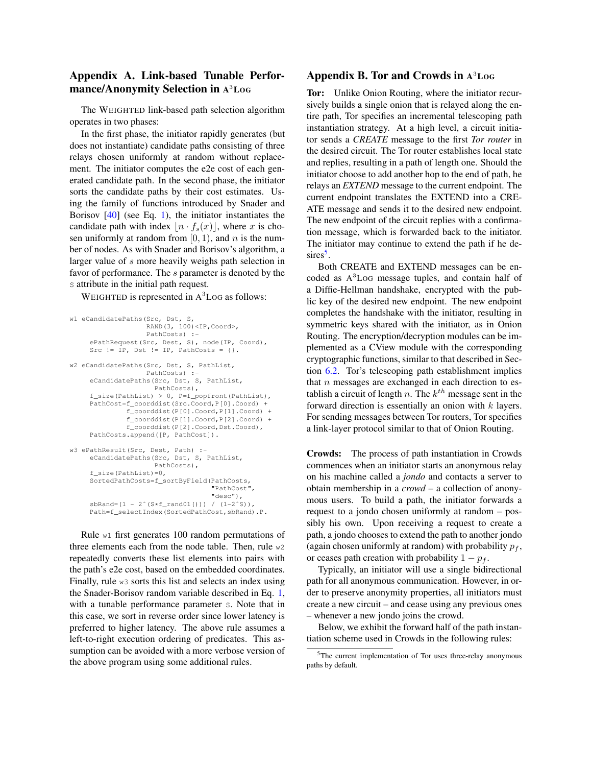## Appendix A. Link-based Tunable Performance/Anonymity Selection in A$^3$Log

The WEIGHTED link-based path selection algorithm operates in two phases:

In the first phase, the initiator rapidly generates (but does not instantiate) candidate paths consisting of three relays chosen uniformly at random without replacement. The initiator computes the e2e cost of each generated candidate path. In the second phase, the initiator sorts the candidate paths by their cost estimates. Using the family of functions introduced by Snader and Borisov [40] (see Eq. 1), the initiator instantiates the candidate path with index $\lfloor n \cdot f_s(x) \rfloor$, where $x$ is chosen uniformly at random from $[0, 1)$, and $n$ is the number of nodes. As with Snader and Borisov's algorithm, a larger value of $s$ more heavily weighs path selection in favor of performance. The $s$ parameter is denoted by the `S` attribute in the initial path request.

WEIGHTED is represented in A$^3$Log as follows:

```
w1 eCandidatePaths(Src, Dst, S,
                   RAND(3, 100)<IP,Coord>,
                   PathCosts) :-
     ePathRequest(Src, Dest, S), node(IP, Coord),
     Src != IP, Dst != IP, PathCosts = {}.

w2 eCandidatePaths(Src, Dst, S, PathList,
                   PathCosts) :-
     eCandidatePaths(Src, Dst, S, PathList,
                     PathCosts),
     f_size(PathList) > 0, P=f_popfront(PathList),
     PathCost=f_coorddist(Src.Coord,P[0].Coord) +
              f_coorddist(P[0].Coord,P[1].Coord) +
              f_coorddist(P[1].Coord,P[2].Coord) +
              f_coorddist(P[2].Coord,Dst.Coord),
     PathCosts.append([P, PathCost]).

w3 ePathResult(Src, Dest, Path) :-
     eCandidatePaths(Src, Dst, S, PathList,
                     PathCosts),
     f_size(PathList)=0,
     SortedPathCosts=f_sortByField(PathCosts,
                                   "PathCost",
                                   "desc"),
     sbRand=(1 - 2^(S*f_rand01())) / (1-2^S)),
     Path=f_selectIndex(SortedPathCost,sbRand).P.
```

Rule `w1` first generates 100 random permutations of three elements each from the node table. Then, rule `w2` repeatedly converts these list elements into pairs with the path's e2e cost, based on the embedded coordinates. Finally, rule `w3` sorts this list and selects an index using the Snader-Borisov random variable described in Eq. 1, with a tunable performance parameter `S`. Note that in this case, we sort in reverse order since lower latency is preferred to higher latency. The above rule assumes a left-to-right execution ordering of predicates. This assumption can be avoided with a more verbose version of the above program using some additional rules.

## Appendix B. Tor and Crowds in A$^3$Log

**Tor:** Unlike Onion Routing, where the initiator recursively builds a single onion that is relayed along the entire path, Tor specifies an incremental telescoping path instantiation strategy. At a high level, a circuit initiator sends a *CREATE* message to the first *Tor router* in the desired circuit. The Tor router establishes local state and replies, resulting in a path of length one. Should the initiator choose to add another hop to the end of path, he relays an *EXTEND* message to the current endpoint. The current endpoint translates the EXTEND into a CREATE message and sends it to the desired new endpoint. The new endpoint of the circuit replies with a confirmation message, which is forwarded back to the initiator. The initiator may continue to extend the path if he desires[5].

Both CREATE and EXTEND messages can be encoded as A$^3$Log message tuples, and contain half of a Diffie-Hellman handshake, encrypted with the public key of the desired new endpoint. The new endpoint completes the handshake with the initiator, resulting in symmetric keys shared with the initiator, as in Onion Routing. The encryption/decryption modules can be implemented as a CView module with the corresponding cryptographic functions, similar to that described in Section 6.2. Tor's telescoping path establishment implies that $n$ messages are exchanged in each direction to establish a circuit of length $n$. The $k^{th}$ message sent in the forward direction is essentially an onion with $k$ layers. For sending messages between Tor routers, Tor specifies a link-layer protocol similar to that of Onion Routing.

**Crowds:** The process of path instantiation in Crowds commences when an initiator starts an anonymous relay on his machine called a *jondo* and contacts a server to obtain membership in a *crowd* – a collection of anonymous users. To build a path, the initiator forwards a request to a jondo chosen uniformly at random – possibly his own. Upon receiving a request to create a path, a jondo chooses to extend the path to another jondo (again chosen uniformly at random) with probability $p_f$, or ceases path creation with probability $1 - p_f$.

Typically, an initiator will use a single bidirectional path for all anonymous communication. However, in order to preserve anonymity properties, all initiators must create a new circuit – and cease using any previous ones – whenever a new jondo joins the crowd.

Below, we exhibit the forward half of the path instantiation scheme used in Crowds in the following rules:

[5] The current implementation of Tor uses three-relay anonymous paths by default.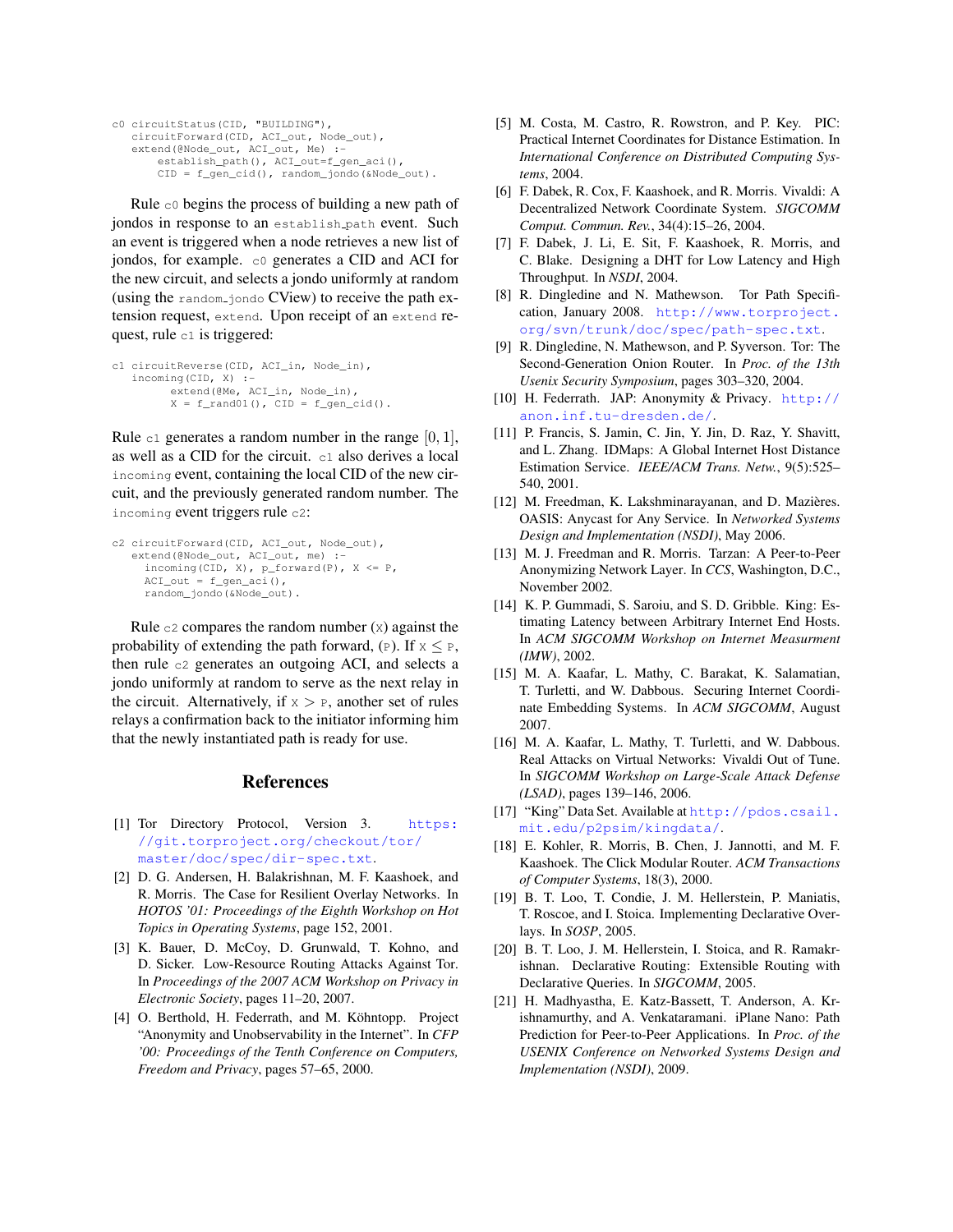```
c0 circuitStatus(CID, "BUILDING"),
   circuitForward(CID, ACI_out, Node_out),
   extend(@Node_out, ACI_out, Me) :-
       establish_path(), ACI_out=f_gen_aci(),
       CID = f_gen_cid(), random_jondo(&Node_out).
```

Rule `c0` begins the process of building a new path of jondos in response to an `establish_path` event. Such an event is triggered when a node retrieves a new list of jondos, for example. `c0` generates a CID and ACI for the new circuit, and selects a jondo uniformly at random (using the `random_jondo` CView) to receive the path extension request, `extend`. Upon receipt of an `extend` request, rule `c1` is triggered:

```
c1 circuitReverse(CID, ACI_in, Node_in),
   incoming(CID, X) :-
         extend(@Me, ACI_in, Node_in),
         X = f_rand01(), CID = f_gen_cid().
```

Rule `c1` generates a random number in the range $[0, 1]$, as well as a CID for the circuit. `c1` also derives a local `incoming` event, containing the local CID of the new circuit, and the previously generated random number. The `incoming` event triggers rule `c2`:

```
c2 circuitForward(CID, ACI_out, Node_out),
   extend(@Node_out, ACI_out, me) :-
     incoming(CID, X), p_forward(P), X <= P,
     ACI_out = f_gen_aci(),
     random_jondo(&Node_out).
```

Rule `c2` compares the random number (`X`) against the probability of extending the path forward, (`P`). If $X \leq P$, then rule `c2` generates an outgoing ACI, and selects a jondo uniformly at random to serve as the next relay in the circuit. Alternatively, if $X > P$, another set of rules relays a confirmation back to the initiator informing him that the newly instantiated path is ready for use.

## References

[1] Tor Directory Protocol, Version 3. https://git.torproject.org/checkout/tor/master/doc/spec/dir-spec.txt.

[2] D. G. Andersen, H. Balakrishnan, M. F. Kaashoek, and R. Morris. The Case for Resilient Overlay Networks. In *HOTOS '01: Proceedings of the Eighth Workshop on Hot Topics in Operating Systems*, page 152, 2001.

[3] K. Bauer, D. McCoy, D. Grunwald, T. Kohno, and D. Sicker. Low-Resource Routing Attacks Against Tor. In *Proceedings of the 2007 ACM Workshop on Privacy in Electronic Society*, pages 11–20, 2007.

[4] O. Berthold, H. Federrath, and M. Köhntopp. Project "Anonymity and Unobservability in the Internet". In *CFP '00: Proceedings of the Tenth Conference on Computers, Freedom and Privacy*, pages 57–65, 2000.

[5] M. Costa, M. Castro, R. Rowstron, and P. Key. PIC: Practical Internet Coordinates for Distance Estimation. In *International Conference on Distributed Computing Systems*, 2004.

[6] F. Dabek, R. Cox, F. Kaashoek, and R. Morris. Vivaldi: A Decentralized Network Coordinate System. *SIGCOMM Comput. Commun. Rev.*, 34(4):15–26, 2004.

[7] F. Dabek, J. Li, E. Sit, F. Kaashoek, R. Morris, and C. Blake. Designing a DHT for Low Latency and High Throughput. In *NSDI*, 2004.

[8] R. Dingledine and N. Mathewson. Tor Path Specification, January 2008. http://www.torproject.org/svn/trunk/doc/spec/path-spec.txt.

[9] R. Dingledine, N. Mathewson, and P. Syverson. Tor: The Second-Generation Onion Router. In *Proc. of the 13th Usenix Security Symposium*, pages 303–320, 2004.

[10] H. Federrath. JAP: Anonymity & Privacy. http://anon.inf.tu-dresden.de/.

[11] P. Francis, S. Jamin, C. Jin, Y. Jin, D. Raz, Y. Shavitt, and L. Zhang. IDMaps: A Global Internet Host Distance Estimation Service. *IEEE/ACM Trans. Netw.*, 9(5):525–540, 2001.

[12] M. Freedman, K. Lakshminarayanan, and D. Mazières. OASIS: Anycast for Any Service. In *Networked Systems Design and Implementation (NSDI)*, May 2006.

[13] M. J. Freedman and R. Morris. Tarzan: A Peer-to-Peer Anonymizing Network Layer. In *CCS*, Washington, D.C., November 2002.

[14] K. P. Gummadi, S. Saroiu, and S. D. Gribble. King: Estimating Latency between Arbitrary Internet End Hosts. In *ACM SIGCOMM Workshop on Internet Measurment (IMW)*, 2002.

[15] M. A. Kaafar, L. Mathy, C. Barakat, K. Salamatian, T. Turletti, and W. Dabbous. Securing Internet Coordinate Embedding Systems. In *ACM SIGCOMM*, August 2007.

[16] M. A. Kaafar, L. Mathy, T. Turletti, and W. Dabbous. Real Attacks on Virtual Networks: Vivaldi Out of Tune. In *SIGCOMM Workshop on Large-Scale Attack Defense (LSAD)*, pages 139–146, 2006.

[17] "King" Data Set. Available at http://pdos.csail.mit.edu/p2psim/kingdata/.

[18] E. Kohler, R. Morris, B. Chen, J. Jannotti, and M. F. Kaashoek. The Click Modular Router. *ACM Transactions of Computer Systems*, 18(3), 2000.

[19] B. T. Loo, T. Condie, J. M. Hellerstein, P. Maniatis, T. Roscoe, and I. Stoica. Implementing Declarative Overlays. In *SOSP*, 2005.

[20] B. T. Loo, J. M. Hellerstein, I. Stoica, and R. Ramakrishnan. Declarative Routing: Extensible Routing with Declarative Queries. In *SIGCOMM*, 2005.

[21] H. Madhyastha, E. Katz-Bassett, T. Anderson, A. Krishnamurthy, and A. Venkataramani. iPlane Nano: Path Prediction for Peer-to-Peer Applications. In *Proc. of the USENIX Conference on Networked Systems Design and Implementation (NSDI)*, 2009.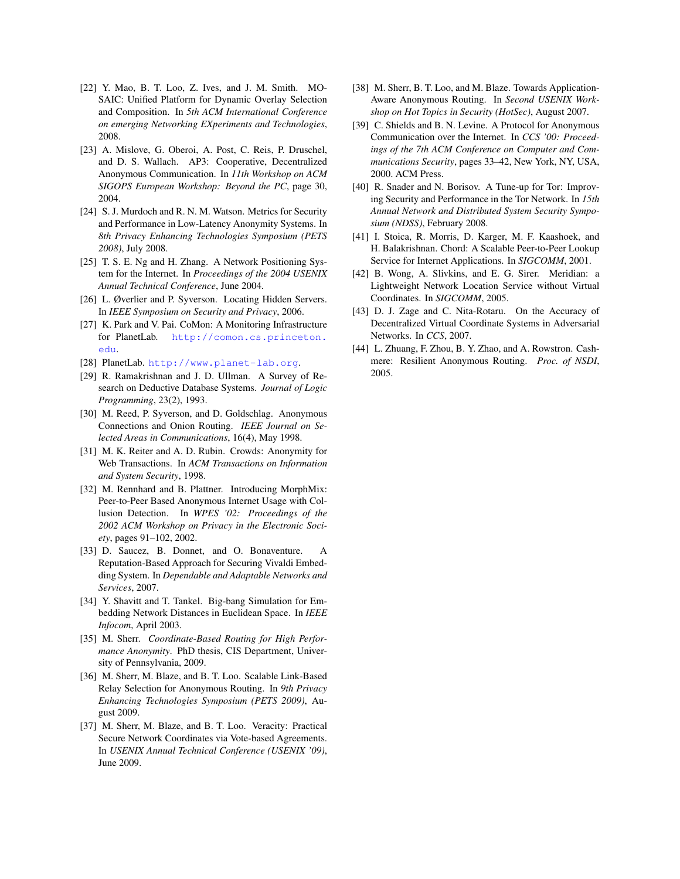[22] Y. Mao, B. T. Loo, Z. Ives, and J. M. Smith. MOSAIC: Unified Platform for Dynamic Overlay Selection and Composition. In *5th ACM International Conference on emerging Networking EXperiments and Technologies*, 2008.

[23] A. Mislove, G. Oberoi, A. Post, C. Reis, P. Druschel, and D. S. Wallach. AP3: Cooperative, Decentralized Anonymous Communication. In *11th Workshop on ACM SIGOPS European Workshop: Beyond the PC*, page 30, 2004.

[24] S. J. Murdoch and R. N. M. Watson. Metrics for Security and Performance in Low-Latency Anonymity Systems. In *8th Privacy Enhancing Technologies Symposium (PETS 2008)*, July 2008.

[25] T. S. E. Ng and H. Zhang. A Network Positioning System for the Internet. In *Proceedings of the 2004 USENIX Annual Technical Conference*, June 2004.

[26] L. Øverlier and P. Syverson. Locating Hidden Servers. In *IEEE Symposium on Security and Privacy*, 2006.

[27] K. Park and V. Pai. CoMon: A Monitoring Infrastructure for PlanetLab. http://comon.cs.princeton.edu.

[28] PlanetLab. http://www.planet-lab.org.

[29] R. Ramakrishnan and J. D. Ullman. A Survey of Research on Deductive Database Systems. *Journal of Logic Programming*, 23(2), 1993.

[30] M. Reed, P. Syverson, and D. Goldschlag. Anonymous Connections and Onion Routing. *IEEE Journal on Selected Areas in Communications*, 16(4), May 1998.

[31] M. K. Reiter and A. D. Rubin. Crowds: Anonymity for Web Transactions. In *ACM Transactions on Information and System Security*, 1998.

[32] M. Rennhard and B. Plattner. Introducing MorphMix: Peer-to-Peer Based Anonymous Internet Usage with Collusion Detection. In *WPES '02: Proceedings of the 2002 ACM Workshop on Privacy in the Electronic Society*, pages 91–102, 2002.

[33] D. Saucez, B. Donnet, and O. Bonaventure. A Reputation-Based Approach for Securing Vivaldi Embedding System. In *Dependable and Adaptable Networks and Services*, 2007.

[34] Y. Shavitt and T. Tankel. Big-bang Simulation for Embedding Network Distances in Euclidean Space. In *IEEE Infocom*, April 2003.

[35] M. Sherr. *Coordinate-Based Routing for High Performance Anonymity*. PhD thesis, CIS Department, University of Pennsylvania, 2009.

[36] M. Sherr, M. Blaze, and B. T. Loo. Scalable Link-Based Relay Selection for Anonymous Routing. In *9th Privacy Enhancing Technologies Symposium (PETS 2009)*, August 2009.

[37] M. Sherr, M. Blaze, and B. T. Loo. Veracity: Practical Secure Network Coordinates via Vote-based Agreements. In *USENIX Annual Technical Conference (USENIX '09)*, June 2009.

[38] M. Sherr, B. T. Loo, and M. Blaze. Towards Application-Aware Anonymous Routing. In *Second USENIX Workshop on Hot Topics in Security (HotSec)*, August 2007.

[39] C. Shields and B. N. Levine. A Protocol for Anonymous Communication over the Internet. In *CCS '00: Proceedings of the 7th ACM Conference on Computer and Communications Security*, pages 33–42, New York, NY, USA, 2000. ACM Press.

[40] R. Snader and N. Borisov. A Tune-up for Tor: Improving Security and Performance in the Tor Network. In *15th Annual Network and Distributed System Security Symposium (NDSS)*, February 2008.

[41] I. Stoica, R. Morris, D. Karger, M. F. Kaashoek, and H. Balakrishnan. Chord: A Scalable Peer-to-Peer Lookup Service for Internet Applications. In *SIGCOMM*, 2001.

[42] B. Wong, A. Slivkins, and E. G. Sirer. Meridian: a Lightweight Network Location Service without Virtual Coordinates. In *SIGCOMM*, 2005.

[43] D. J. Zage and C. Nita-Rotaru. On the Accuracy of Decentralized Virtual Coordinate Systems in Adversarial Networks. In *CCS*, 2007.

[44] L. Zhuang, F. Zhou, B. Y. Zhao, and A. Rowstron. Cashmere: Resilient Anonymous Routing. *Proc. of NSDI*, 2005.